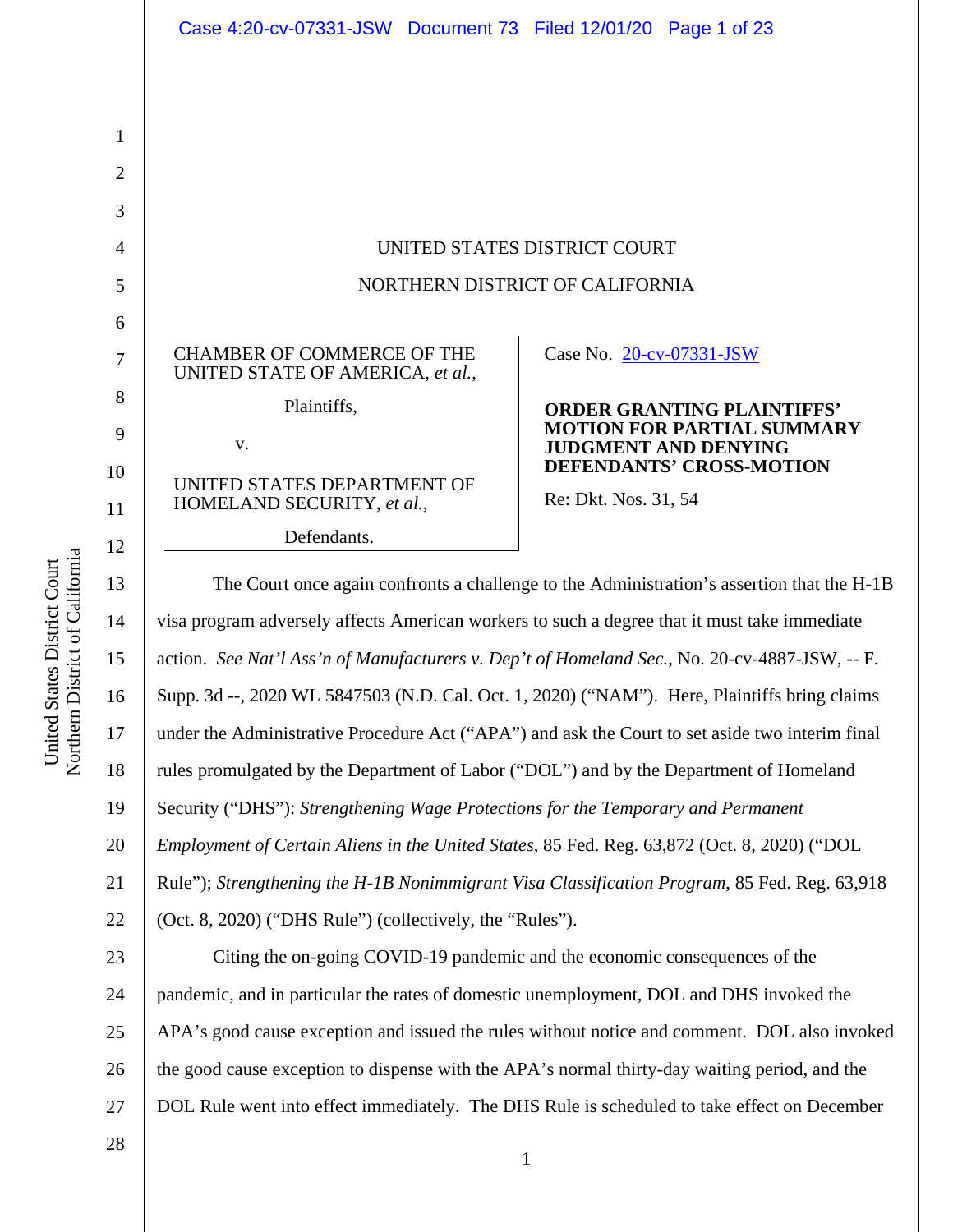UNITED STATES DISTRICT COURT

NORTHERN DISTRICT OF CALIFORNIA

CHAMBER OF COMMERCE OF THE UNITED STATE OF AMERICA, *et al.*,

Plaintiffs,

v.

UNITED STATES DEPARTMENT OF HOMELAND SECURITY, *et al.*,

Defendants.

Case No. 20-cv-07331-JSW

**ORDER GRANTING PLAINTIFFS' MOTION FOR PARTIAL SUMMARY JUDGMENT AND DENYING DEFENDANTS' CROSS-MOTION**

Re: Dkt. Nos. 31, 54

The Court once again confronts a challenge to the Administration's assertion that the H-1B visa program adversely affects American workers to such a degree that it must take immediate action. *See Nat'l Ass'n of Manufacturers v. Dep't of Homeland Sec.*, No. 20-cv-4887-JSW, -- F. Supp. 3d --, 2020 WL 5847503 (N.D. Cal. Oct. 1, 2020) ("NAM"). Here, Plaintiffs bring claims under the Administrative Procedure Act ("APA") and ask the Court to set aside two interim final rules promulgated by the Department of Labor ("DOL") and by the Department of Homeland Security ("DHS"): *Strengthening Wage Protections for the Temporary and Permanent Employment of Certain Aliens in the United States*, 85 Fed. Reg. 63,872 (Oct. 8, 2020) ("DOL Rule"); *Strengthening the H-1B Nonimmigrant Visa Classification Program*, 85 Fed. Reg. 63,918 (Oct. 8, 2020) ("DHS Rule") (collectively, the "Rules").

Citing the on-going COVID-19 pandemic and the economic consequences of the pandemic, and in particular the rates of domestic unemployment, DOL and DHS invoked the APA's good cause exception and issued the rules without notice and comment. DOL also invoked the good cause exception to dispense with the APA's normal thirty-day waiting period, and the DOL Rule went into effect immediately. The DHS Rule is scheduled to take effect on December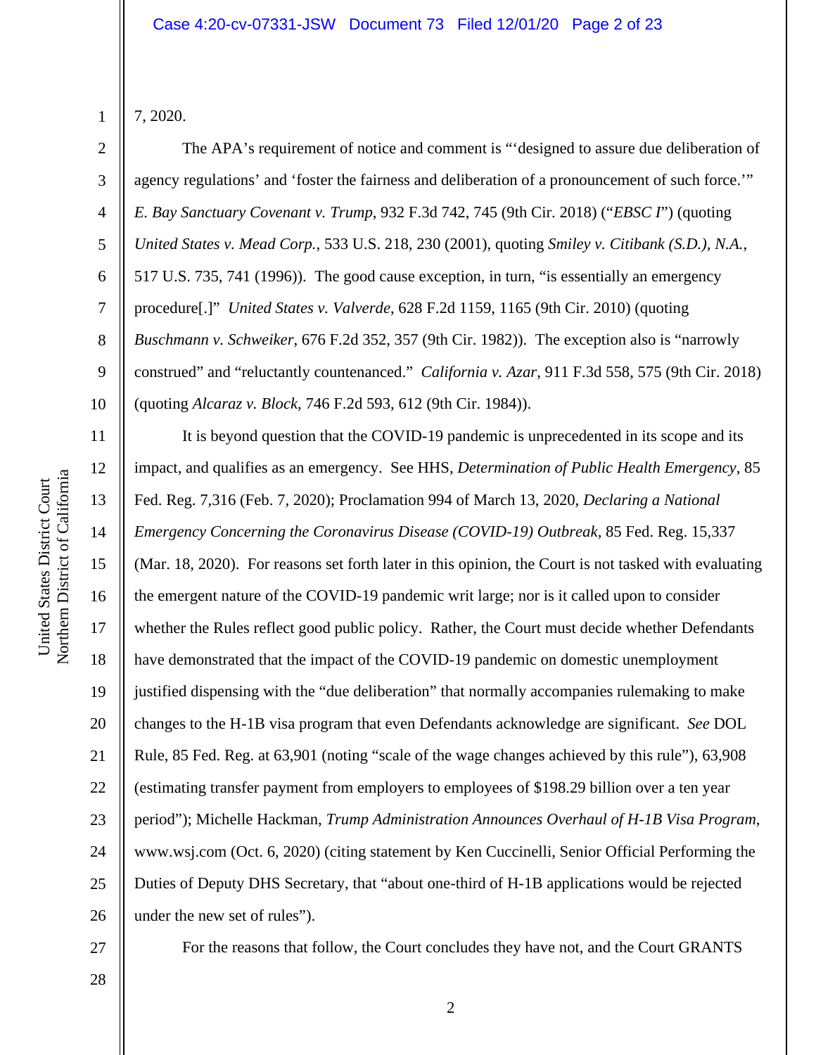7, 2020.

The APA's requirement of notice and comment is "'designed to assure due deliberation of agency regulations' and 'foster the fairness and deliberation of a pronouncement of such force.'" *E. Bay Sanctuary Covenant v. Trump*, 932 F.3d 742, 745 (9th Cir. 2018) ("*EBSC I*") (quoting *United States v. Mead Corp.*, 533 U.S. 218, 230 (2001), quoting *Smiley v. Citibank (S.D.), N.A.*, 517 U.S. 735, 741 (1996)). The good cause exception, in turn, "is essentially an emergency procedure[.]" *United States v. Valverde*, 628 F.2d 1159, 1165 (9th Cir. 2010) (quoting *Buschmann v. Schweiker*, 676 F.2d 352, 357 (9th Cir. 1982)). The exception also is "narrowly construed" and "reluctantly countenanced." *California v. Azar*, 911 F.3d 558, 575 (9th Cir. 2018) (quoting *Alcaraz v. Block*, 746 F.2d 593, 612 (9th Cir. 1984)).

It is beyond question that the COVID-19 pandemic is unprecedented in its scope and its impact, and qualifies as an emergency. See HHS, *Determination of Public Health Emergency*, 85 Fed. Reg. 7,316 (Feb. 7, 2020); Proclamation 994 of March 13, 2020, *Declaring a National Emergency Concerning the Coronavirus Disease (COVID-19) Outbreak*, 85 Fed. Reg. 15,337 (Mar. 18, 2020). For reasons set forth later in this opinion, the Court is not tasked with evaluating the emergent nature of the COVID-19 pandemic writ large; nor is it called upon to consider whether the Rules reflect good public policy. Rather, the Court must decide whether Defendants have demonstrated that the impact of the COVID-19 pandemic on domestic unemployment justified dispensing with the "due deliberation" that normally accompanies rulemaking to make changes to the H-1B visa program that even Defendants acknowledge are significant. *See* DOL Rule, 85 Fed. Reg. at 63,901 (noting "scale of the wage changes achieved by this rule"), 63,908 (estimating transfer payment from employers to employees of $198.29 billion over a ten year period"); Michelle Hackman, *Trump Administration Announces Overhaul of H-1B Visa Program*, www.wsj.com (Oct. 6, 2020) (citing statement by Ken Cuccinelli, Senior Official Performing the Duties of Deputy DHS Secretary, that "about one-third of H-1B applications would be rejected under the new set of rules").

For the reasons that follow, the Court concludes they have not, and the Court GRANTS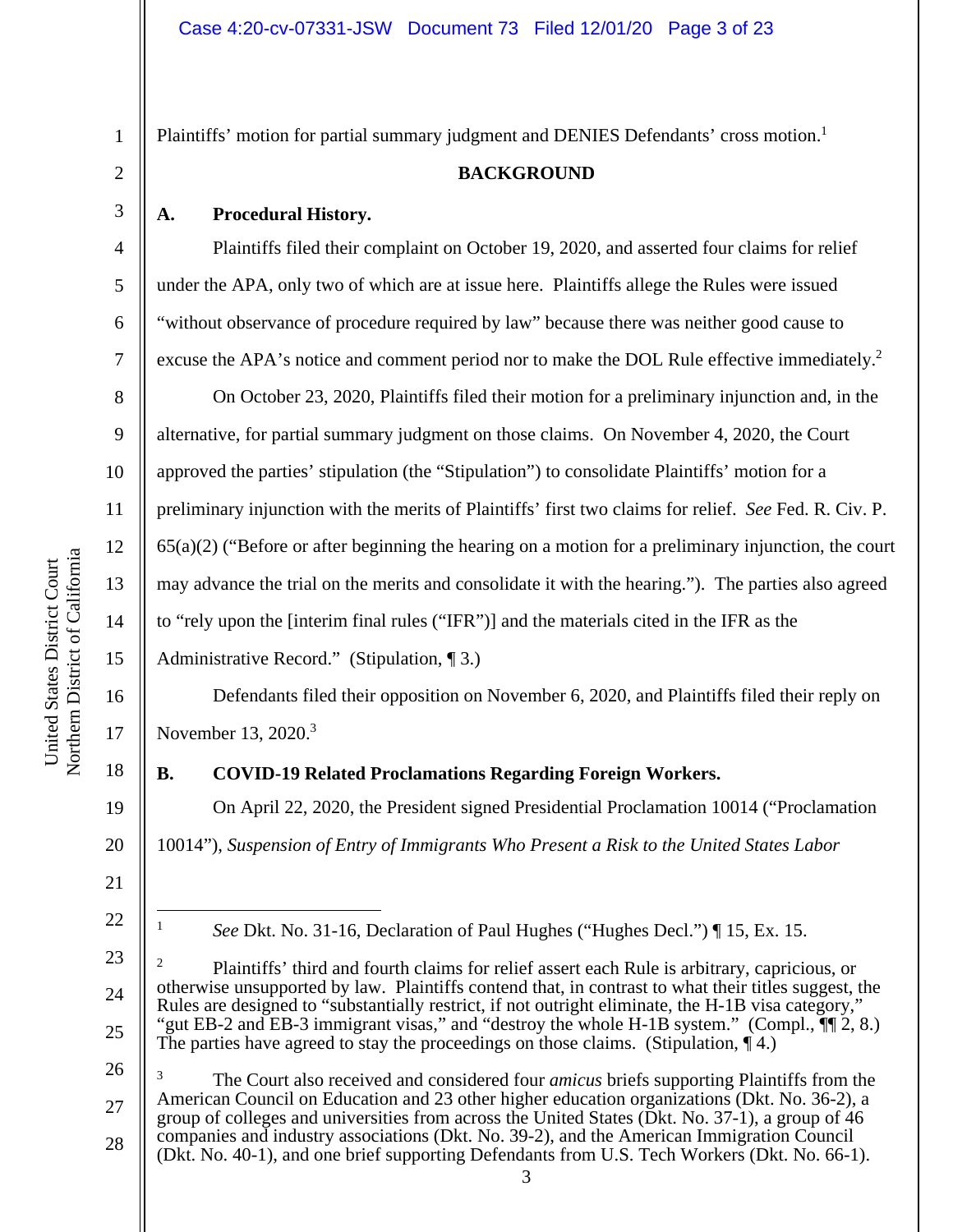Plaintiffs' motion for partial summary judgment and DENIES Defendants' cross motion.[1]

## BACKGROUND

### A. Procedural History.

Plaintiffs filed their complaint on October 19, 2020, and asserted four claims for relief under the APA, only two of which are at issue here. Plaintiffs allege the Rules were issued "without observance of procedure required by law" because there was neither good cause to excuse the APA's notice and comment period nor to make the DOL Rule effective immediately.[2]

On October 23, 2020, Plaintiffs filed their motion for a preliminary injunction and, in the alternative, for partial summary judgment on those claims. On November 4, 2020, the Court approved the parties' stipulation (the "Stipulation") to consolidate Plaintiffs' motion for a preliminary injunction with the merits of Plaintiffs' first two claims for relief. *See* Fed. R. Civ. P. 65(a)(2) ("Before or after beginning the hearing on a motion for a preliminary injunction, the court may advance the trial on the merits and consolidate it with the hearing."). The parties also agreed to "rely upon the [interim final rules ("IFR")] and the materials cited in the IFR as the Administrative Record." (Stipulation, ¶ 3.)

Defendants filed their opposition on November 6, 2020, and Plaintiffs filed their reply on November 13, 2020.[3]

### B. COVID-19 Related Proclamations Regarding Foreign Workers.

On April 22, 2020, the President signed Presidential Proclamation 10014 ("Proclamation 10014"), *Suspension of Entry of Immigrants Who Present a Risk to the United States Labor*

---

[1] *See* Dkt. No. 31-16, Declaration of Paul Hughes ("Hughes Decl.") ¶ 15, Ex. 15.

[2] Plaintiffs' third and fourth claims for relief assert each Rule is arbitrary, capricious, or otherwise unsupported by law. Plaintiffs contend that, in contrast to what their titles suggest, the Rules are designed to "substantially restrict, if not outright eliminate, the H-1B visa category," "gut EB-2 and EB-3 immigrant visas," and "destroy the whole H-1B system." (Compl., ¶¶ 2, 8.) The parties have agreed to stay the proceedings on those claims. (Stipulation, ¶ 4.)

[3] The Court also received and considered four *amicus* briefs supporting Plaintiffs from the American Council on Education and 23 other higher education organizations (Dkt. No. 36-2), a group of colleges and universities from across the United States (Dkt. No. 37-1), a group of 46 companies and industry associations (Dkt. No. 39-2), and the American Immigration Council (Dkt. No. 40-1), and one brief supporting Defendants from U.S. Tech Workers (Dkt. No. 66-1).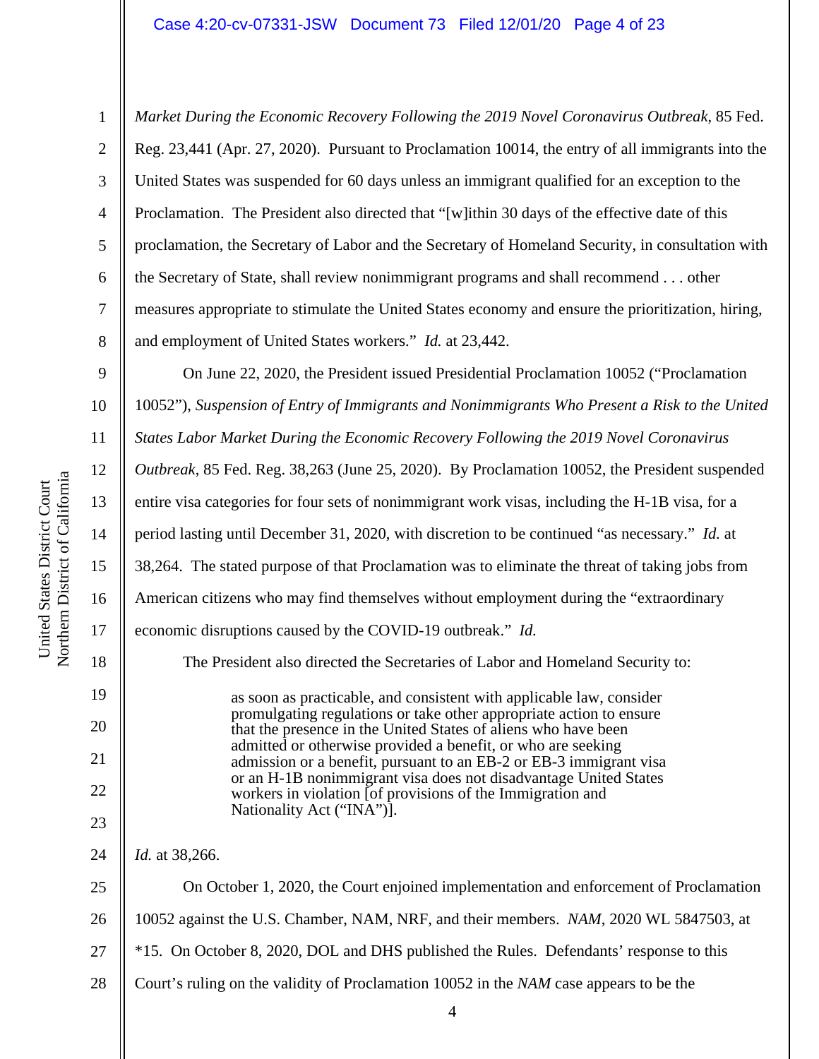*Market During the Economic Recovery Following the 2019 Novel Coronavirus Outbreak*, 85 Fed. Reg. 23,441 (Apr. 27, 2020). Pursuant to Proclamation 10014, the entry of all immigrants into the United States was suspended for 60 days unless an immigrant qualified for an exception to the Proclamation. The President also directed that "[w]ithin 30 days of the effective date of this proclamation, the Secretary of Labor and the Secretary of Homeland Security, in consultation with the Secretary of State, shall review nonimmigrant programs and shall recommend . . . other measures appropriate to stimulate the United States economy and ensure the prioritization, hiring, and employment of United States workers." *Id.* at 23,442.

On June 22, 2020, the President issued Presidential Proclamation 10052 ("Proclamation 10052"), *Suspension of Entry of Immigrants and Nonimmigrants Who Present a Risk to the United States Labor Market During the Economic Recovery Following the 2019 Novel Coronavirus Outbreak*, 85 Fed. Reg. 38,263 (June 25, 2020). By Proclamation 10052, the President suspended entire visa categories for four sets of nonimmigrant work visas, including the H-1B visa, for a period lasting until December 31, 2020, with discretion to be continued "as necessary." *Id.* at 38,264. The stated purpose of that Proclamation was to eliminate the threat of taking jobs from American citizens who may find themselves without employment during the "extraordinary economic disruptions caused by the COVID-19 outbreak." *Id.*

The President also directed the Secretaries of Labor and Homeland Security to:

> as soon as practicable, and consistent with applicable law, consider promulgating regulations or take other appropriate action to ensure that the presence in the United States of aliens who have been admitted or otherwise provided a benefit, or who are seeking admission or a benefit, pursuant to an EB-2 or EB-3 immigrant visa or an H-1B nonimmigrant visa does not disadvantage United States workers in violation [of provisions of the Immigration and Nationality Act ("INA")].

*Id.* at 38,266.

On October 1, 2020, the Court enjoined implementation and enforcement of Proclamation 10052 against the U.S. Chamber, NAM, NRF, and their members. *NAM*, 2020 WL 5847503, at *15. On October 8, 2020, DOL and DHS published the Rules. Defendants' response to this Court's ruling on the validity of Proclamation 10052 in the *NAM* case appears to be the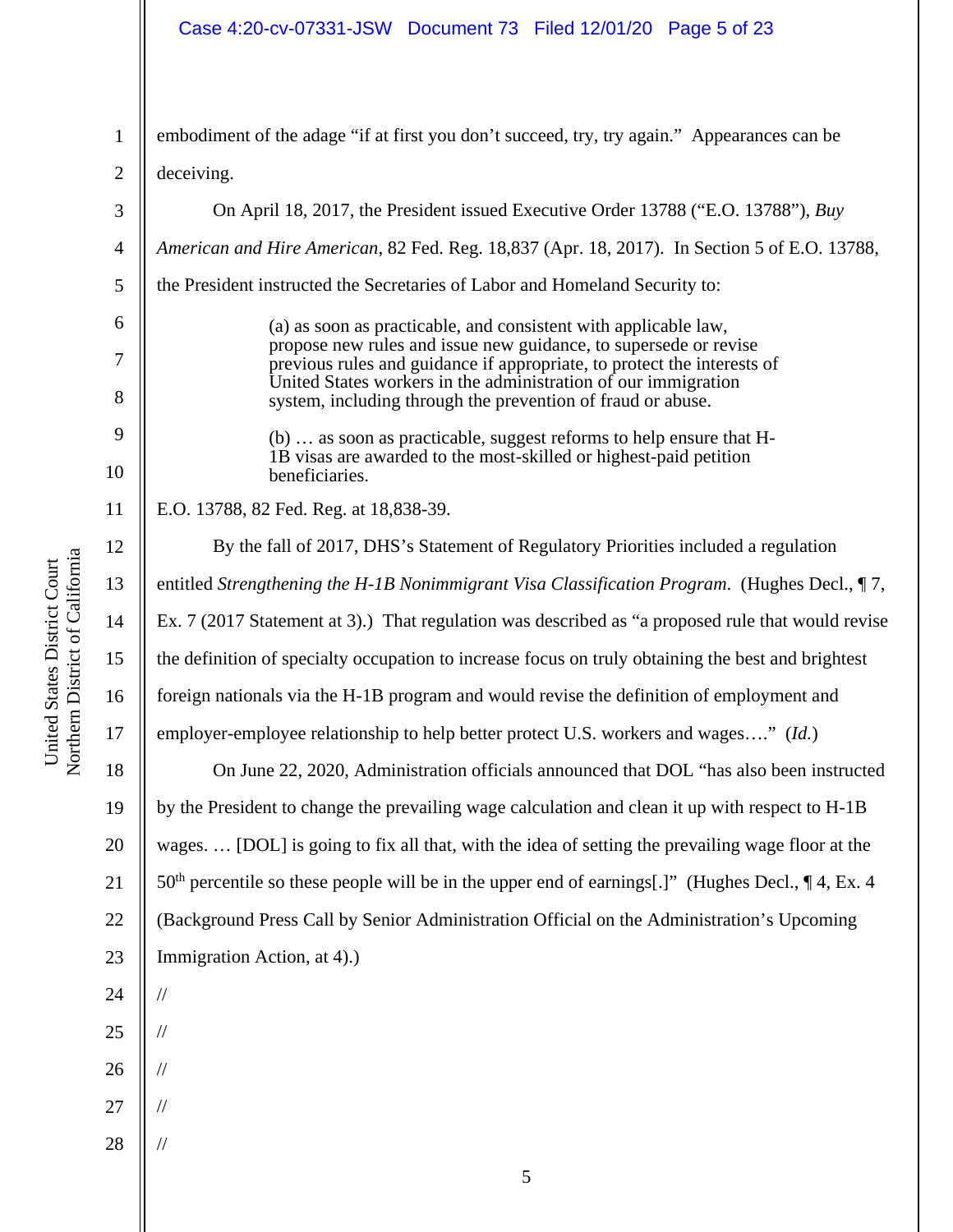embodiment of the adage "if at first you don't succeed, try, try again." Appearances can be deceiving.

On April 18, 2017, the President issued Executive Order 13788 ("E.O. 13788"), *Buy American and Hire American*, 82 Fed. Reg. 18,837 (Apr. 18, 2017). In Section 5 of E.O. 13788, the President instructed the Secretaries of Labor and Homeland Security to:

> (a) as soon as practicable, and consistent with applicable law, propose new rules and issue new guidance, to supersede or revise previous rules and guidance if appropriate, to protect the interests of United States workers in the administration of our immigration system, including through the prevention of fraud or abuse.
>
> (b) … as soon as practicable, suggest reforms to help ensure that H-1B visas are awarded to the most-skilled or highest-paid petition beneficiaries.

E.O. 13788, 82 Fed. Reg. at 18,838-39.

By the fall of 2017, DHS's Statement of Regulatory Priorities included a regulation entitled *Strengthening the H-1B Nonimmigrant Visa Classification Program*. (Hughes Decl., ¶ 7, Ex. 7 (2017 Statement at 3).) That regulation was described as "a proposed rule that would revise the definition of specialty occupation to increase focus on truly obtaining the best and brightest foreign nationals via the H-1B program and would revise the definition of employment and employer-employee relationship to help better protect U.S. workers and wages…." (*Id.*)

On June 22, 2020, Administration officials announced that DOL "has also been instructed by the President to change the prevailing wage calculation and clean it up with respect to H-1B wages. … [DOL] is going to fix all that, with the idea of setting the prevailing wage floor at the 50th percentile so these people will be in the upper end of earnings[.]" (Hughes Decl., ¶ 4, Ex. 4 (Background Press Call by Senior Administration Official on the Administration's Upcoming Immigration Action, at 4).)

//

//

//

//

//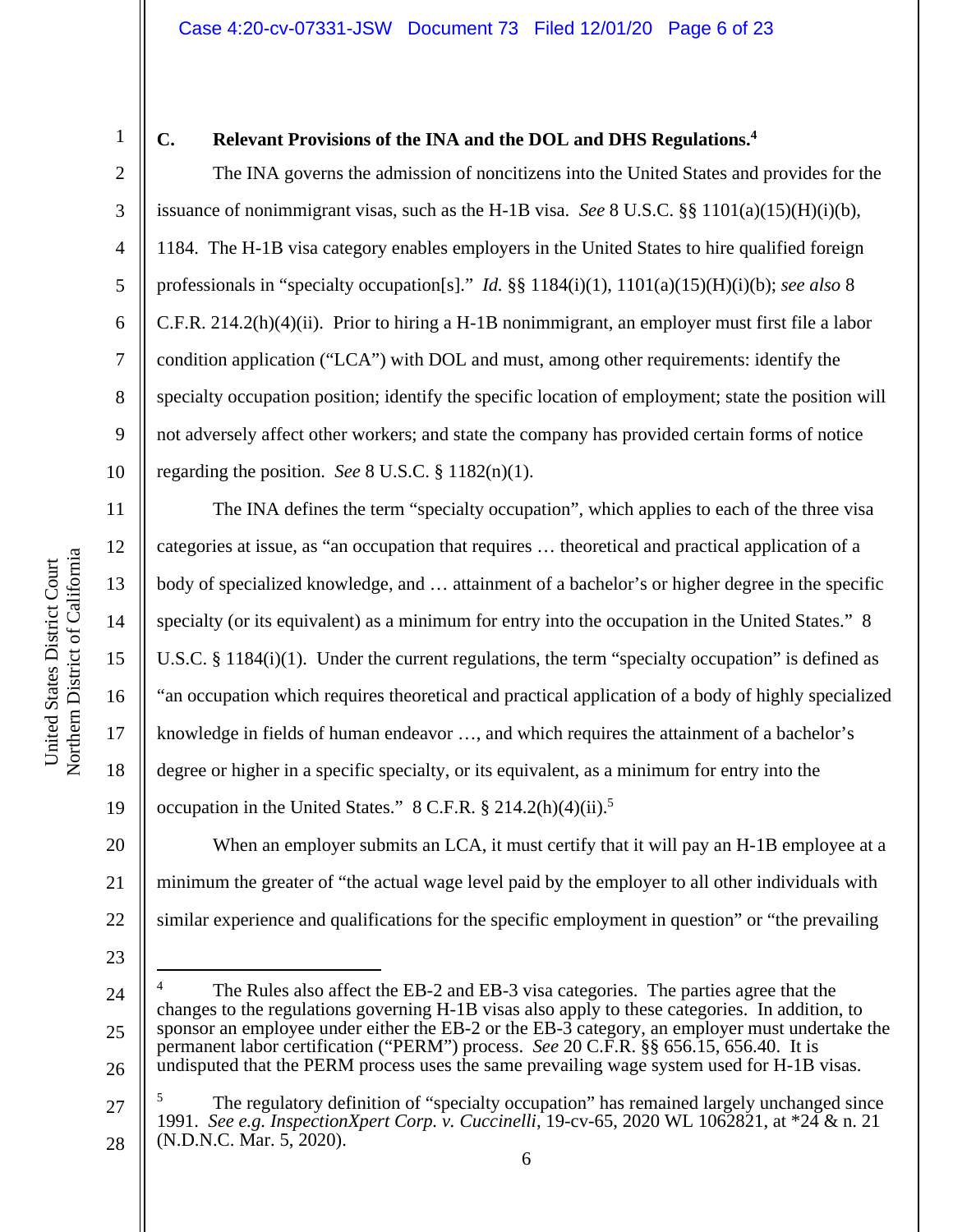### C. Relevant Provisions of the INA and the DOL and DHS Regulations.[4]

The INA governs the admission of noncitizens into the United States and provides for the issuance of nonimmigrant visas, such as the H-1B visa. *See* 8 U.S.C. §§ 1101(a)(15)(H)(i)(b), 1184. The H-1B visa category enables employers in the United States to hire qualified foreign professionals in "specialty occupation[s]." *Id.* §§ 1184(i)(1), 1101(a)(15)(H)(i)(b); *see also* 8 C.F.R. 214.2(h)(4)(ii). Prior to hiring a H-1B nonimmigrant, an employer must first file a labor condition application ("LCA") with DOL and must, among other requirements: identify the specialty occupation position; identify the specific location of employment; state the position will not adversely affect other workers; and state the company has provided certain forms of notice regarding the position. *See* 8 U.S.C. § 1182(n)(1).

The INA defines the term "specialty occupation", which applies to each of the three visa categories at issue, as "an occupation that requires … theoretical and practical application of a body of specialized knowledge, and … attainment of a bachelor's or higher degree in the specific specialty (or its equivalent) as a minimum for entry into the occupation in the United States." 8 U.S.C. § 1184(i)(1). Under the current regulations, the term "specialty occupation" is defined as "an occupation which requires theoretical and practical application of a body of highly specialized knowledge in fields of human endeavor …, and which requires the attainment of a bachelor's degree or higher in a specific specialty, or its equivalent, as a minimum for entry into the occupation in the United States." 8 C.F.R. § 214.2(h)(4)(ii).[5]

When an employer submits an LCA, it must certify that it will pay an H-1B employee at a minimum the greater of "the actual wage level paid by the employer to all other individuals with similar experience and qualifications for the specific employment in question" or "the prevailing

---

[4] The Rules also affect the EB-2 and EB-3 visa categories. The parties agree that the changes to the regulations governing H-1B visas also apply to these categories. In addition, to sponsor an employee under either the EB-2 or the EB-3 category, an employer must undertake the permanent labor certification ("PERM") process. *See* 20 C.F.R. §§ 656.15, 656.40. It is undisputed that the PERM process uses the same prevailing wage system used for H-1B visas.

[5] The regulatory definition of "specialty occupation" has remained largely unchanged since 1991. *See e.g. InspectionXpert Corp. v. Cuccinelli*, 19-cv-65, 2020 WL 1062821, at *24 & n. 21 (N.D.N.C. Mar. 5, 2020).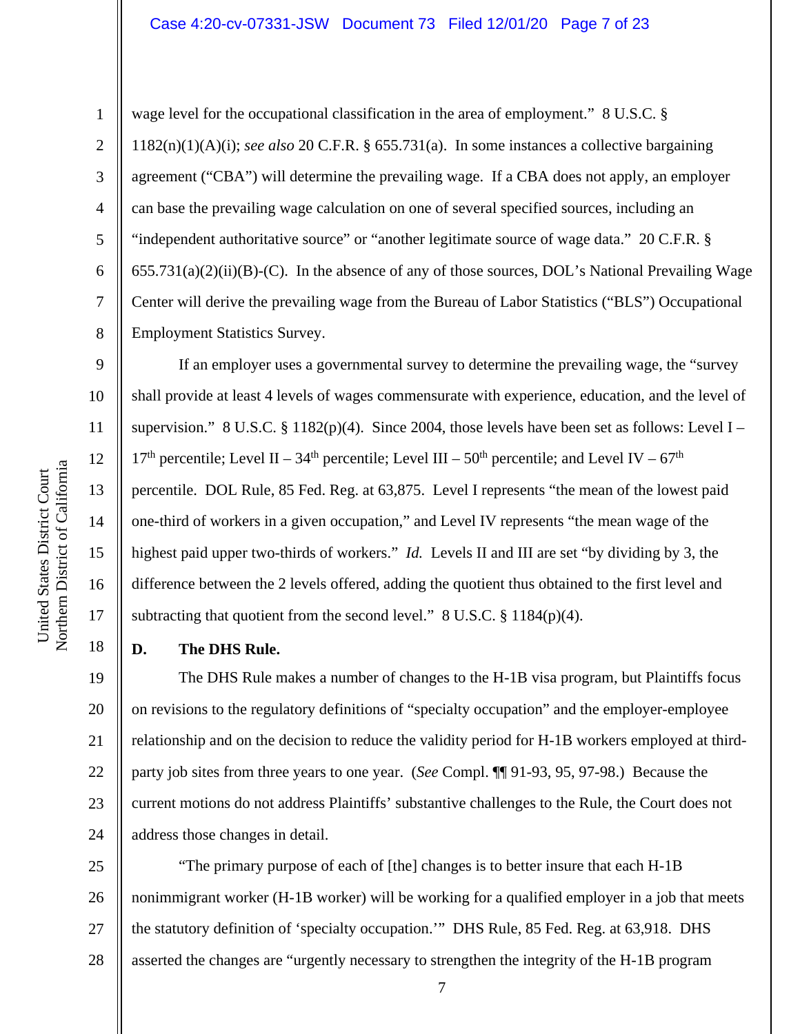wage level for the occupational classification in the area of employment." 8 U.S.C. § 1182(n)(1)(A)(i); *see also* 20 C.F.R. § 655.731(a). In some instances a collective bargaining agreement ("CBA") will determine the prevailing wage. If a CBA does not apply, an employer can base the prevailing wage calculation on one of several specified sources, including an "independent authoritative source" or "another legitimate source of wage data." 20 C.F.R. § 655.731(a)(2)(ii)(B)-(C). In the absence of any of those sources, DOL's National Prevailing Wage Center will derive the prevailing wage from the Bureau of Labor Statistics ("BLS") Occupational Employment Statistics Survey.

If an employer uses a governmental survey to determine the prevailing wage, the "survey shall provide at least 4 levels of wages commensurate with experience, education, and the level of supervision." 8 U.S.C. § 1182(p)(4). Since 2004, those levels have been set as follows: Level I – 17th percentile; Level II – 34th percentile; Level III – 50th percentile; and Level IV – 67th percentile. DOL Rule, 85 Fed. Reg. at 63,875. Level I represents "the mean of the lowest paid one-third of workers in a given occupation," and Level IV represents "the mean wage of the highest paid upper two-thirds of workers." *Id.* Levels II and III are set "by dividing by 3, the difference between the 2 levels offered, adding the quotient thus obtained to the first level and subtracting that quotient from the second level." 8 U.S.C. § 1184(p)(4).

**D. The DHS Rule.**

The DHS Rule makes a number of changes to the H-1B visa program, but Plaintiffs focus on revisions to the regulatory definitions of "specialty occupation" and the employer-employee relationship and on the decision to reduce the validity period for H-1B workers employed at third-party job sites from three years to one year. (*See* Compl. ¶¶ 91-93, 95, 97-98.) Because the current motions do not address Plaintiffs' substantive challenges to the Rule, the Court does not address those changes in detail.

"The primary purpose of each of [the] changes is to better insure that each H-1B nonimmigrant worker (H-1B worker) will be working for a qualified employer in a job that meets the statutory definition of 'specialty occupation.'" DHS Rule, 85 Fed. Reg. at 63,918. DHS asserted the changes are "urgently necessary to strengthen the integrity of the H-1B program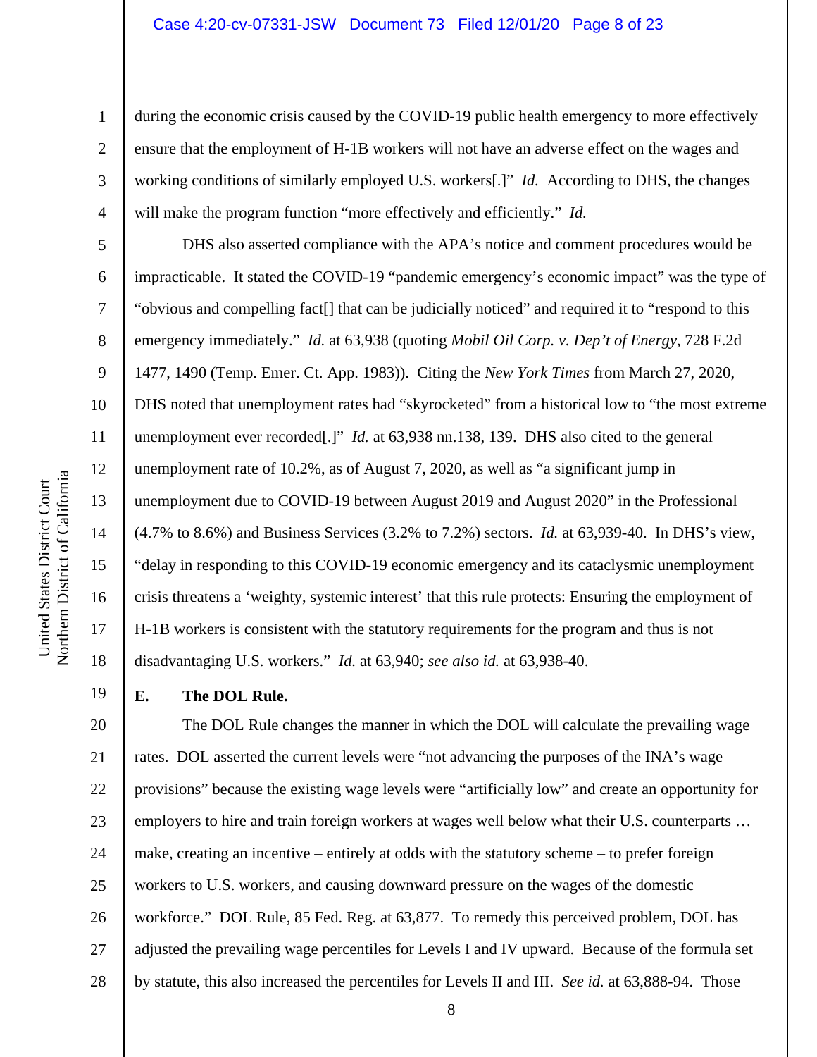during the economic crisis caused by the COVID-19 public health emergency to more effectively ensure that the employment of H-1B workers will not have an adverse effect on the wages and working conditions of similarly employed U.S. workers[.]" *Id.* According to DHS, the changes will make the program function "more effectively and efficiently." *Id.*

DHS also asserted compliance with the APA's notice and comment procedures would be impracticable. It stated the COVID-19 "pandemic emergency's economic impact" was the type of "obvious and compelling fact[] that can be judicially noticed" and required it to "respond to this emergency immediately." *Id.* at 63,938 (quoting *Mobil Oil Corp. v. Dep't of Energy*, 728 F.2d 1477, 1490 (Temp. Emer. Ct. App. 1983)). Citing the *New York Times* from March 27, 2020, DHS noted that unemployment rates had "skyrocketed" from a historical low to "the most extreme unemployment ever recorded[.]" *Id.* at 63,938 nn.138, 139. DHS also cited to the general unemployment rate of 10.2%, as of August 7, 2020, as well as "a significant jump in unemployment due to COVID-19 between August 2019 and August 2020" in the Professional (4.7% to 8.6%) and Business Services (3.2% to 7.2%) sectors. *Id.* at 63,939-40. In DHS's view, "delay in responding to this COVID-19 economic emergency and its cataclysmic unemployment crisis threatens a 'weighty, systemic interest' that this rule protects: Ensuring the employment of H-1B workers is consistent with the statutory requirements for the program and thus is not disadvantaging U.S. workers." *Id.* at 63,940; *see also id.* at 63,938-40.

**E. The DOL Rule.**

The DOL Rule changes the manner in which the DOL will calculate the prevailing wage rates. DOL asserted the current levels were "not advancing the purposes of the INA's wage provisions" because the existing wage levels were "artificially low" and create an opportunity for employers to hire and train foreign workers at wages well below what their U.S. counterparts … make, creating an incentive – entirely at odds with the statutory scheme – to prefer foreign workers to U.S. workers, and causing downward pressure on the wages of the domestic workforce." DOL Rule, 85 Fed. Reg. at 63,877. To remedy this perceived problem, DOL has adjusted the prevailing wage percentiles for Levels I and IV upward. Because of the formula set by statute, this also increased the percentiles for Levels II and III. *See id.* at 63,888-94. Those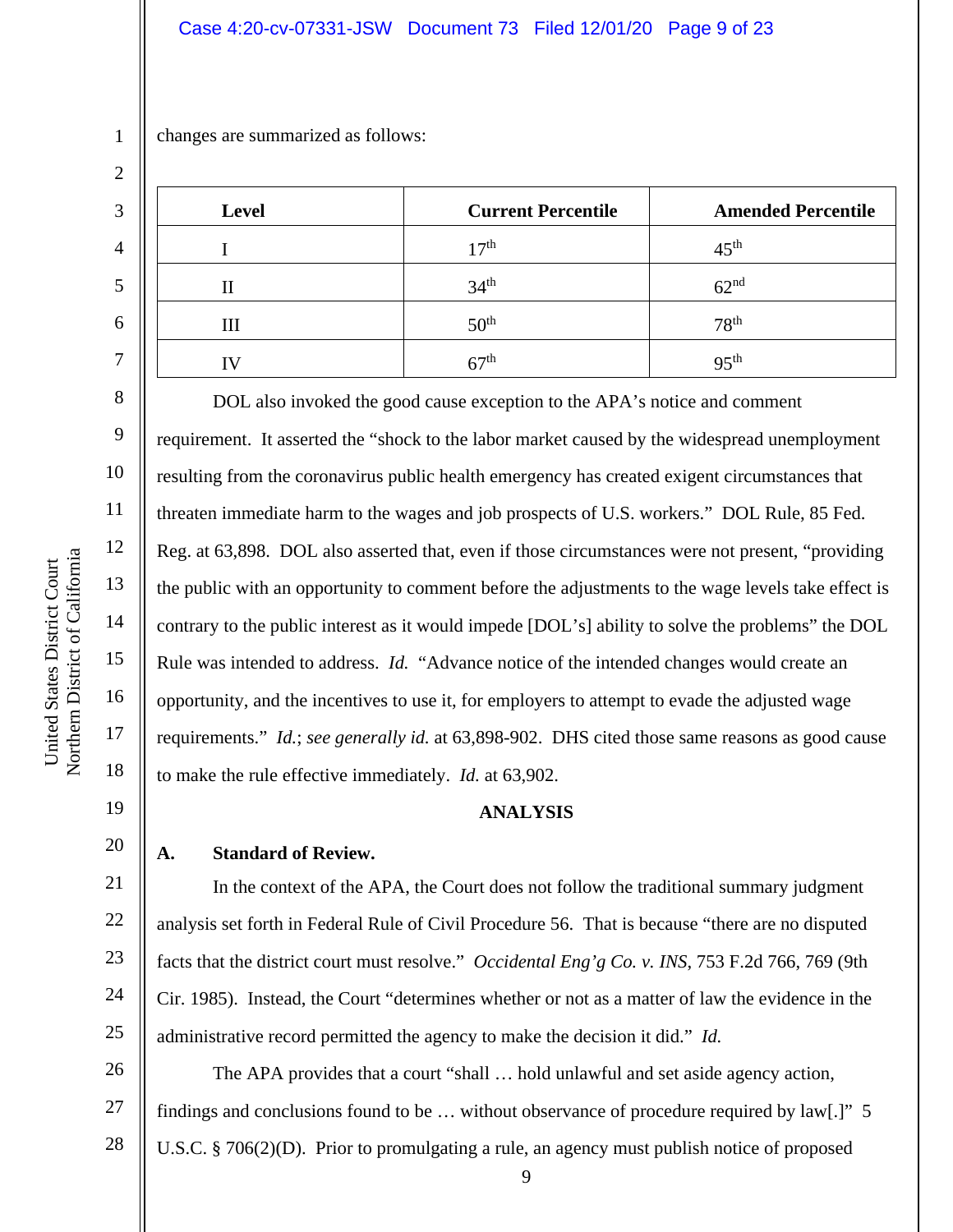changes are summarized as follows:

| Level | Current Percentile | Amended Percentile |
|---|---|---|
| I | 17th | 45th |
| II | 34th | 62nd |
| III | 50th | 78th |
| IV | 67th | 95th |

DOL also invoked the good cause exception to the APA's notice and comment requirement. It asserted the "shock to the labor market caused by the widespread unemployment resulting from the coronavirus public health emergency has created exigent circumstances that threaten immediate harm to the wages and job prospects of U.S. workers." DOL Rule, 85 Fed. Reg. at 63,898. DOL also asserted that, even if those circumstances were not present, "providing the public with an opportunity to comment before the adjustments to the wage levels take effect is contrary to the public interest as it would impede [DOL's] ability to solve the problems" the DOL Rule was intended to address. *Id.* "Advance notice of the intended changes would create an opportunity, and the incentives to use it, for employers to attempt to evade the adjusted wage requirements." *Id.*; *see generally id.* at 63,898-902. DHS cited those same reasons as good cause to make the rule effective immediately. *Id.* at 63,902.

## ANALYSIS

### A. Standard of Review.

In the context of the APA, the Court does not follow the traditional summary judgment analysis set forth in Federal Rule of Civil Procedure 56. That is because "there are no disputed facts that the district court must resolve." *Occidental Eng'g Co. v. INS*, 753 F.2d 766, 769 (9th Cir. 1985). Instead, the Court "determines whether or not as a matter of law the evidence in the administrative record permitted the agency to make the decision it did." *Id.*

The APA provides that a court "shall … hold unlawful and set aside agency action, findings and conclusions found to be … without observance of procedure required by law[.]" 5 U.S.C. § 706(2)(D). Prior to promulgating a rule, an agency must publish notice of proposed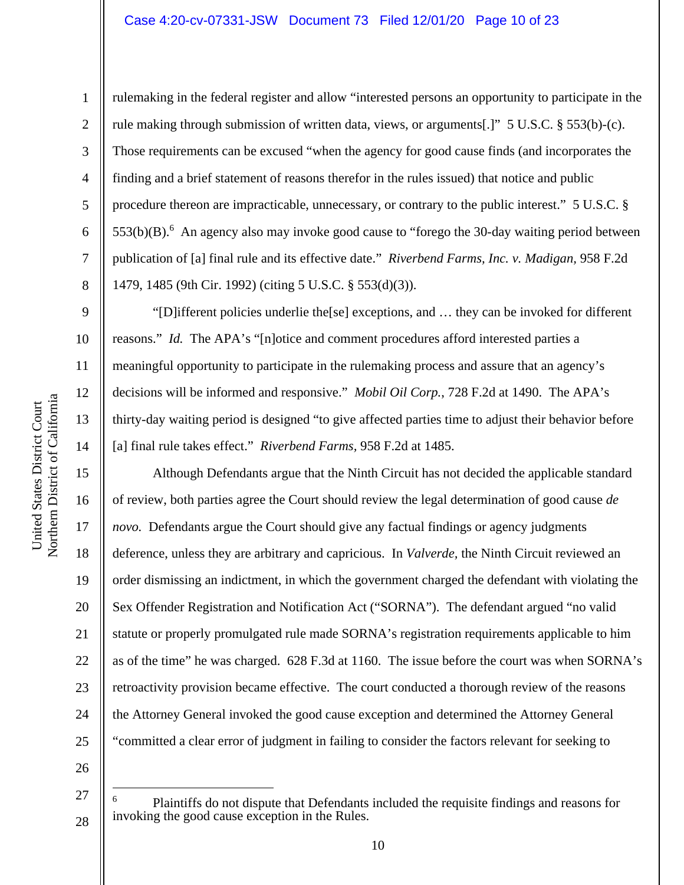rulemaking in the federal register and allow "interested persons an opportunity to participate in the rule making through submission of written data, views, or arguments[.]" 5 U.S.C. § 553(b)-(c). Those requirements can be excused "when the agency for good cause finds (and incorporates the finding and a brief statement of reasons therefor in the rules issued) that notice and public procedure thereon are impracticable, unnecessary, or contrary to the public interest." 5 U.S.C. § 553(b)(B).[6] An agency also may invoke good cause to "forego the 30-day waiting period between publication of [a] final rule and its effective date." *Riverbend Farms, Inc. v. Madigan,* 958 F.2d 1479, 1485 (9th Cir. 1992) (citing 5 U.S.C. § 553(d)(3)).

"[D]ifferent policies underlie the[se] exceptions, and … they can be invoked for different reasons." *Id.* The APA's "[n]otice and comment procedures afford interested parties a meaningful opportunity to participate in the rulemaking process and assure that an agency's decisions will be informed and responsive." *Mobil Oil Corp.,* 728 F.2d at 1490. The APA's thirty-day waiting period is designed "to give affected parties time to adjust their behavior before [a] final rule takes effect." *Riverbend Farms,* 958 F.2d at 1485.

Although Defendants argue that the Ninth Circuit has not decided the applicable standard of review, both parties agree the Court should review the legal determination of good cause *de novo.* Defendants argue the Court should give any factual findings or agency judgments deference, unless they are arbitrary and capricious. In *Valverde,* the Ninth Circuit reviewed an order dismissing an indictment, in which the government charged the defendant with violating the Sex Offender Registration and Notification Act ("SORNA"). The defendant argued "no valid statute or properly promulgated rule made SORNA's registration requirements applicable to him as of the time" he was charged. 628 F.3d at 1160. The issue before the court was when SORNA's retroactivity provision became effective. The court conducted a thorough review of the reasons the Attorney General invoked the good cause exception and determined the Attorney General "committed a clear error of judgment in failing to consider the factors relevant for seeking to

---

[6] Plaintiffs do not dispute that Defendants included the requisite findings and reasons for invoking the good cause exception in the Rules.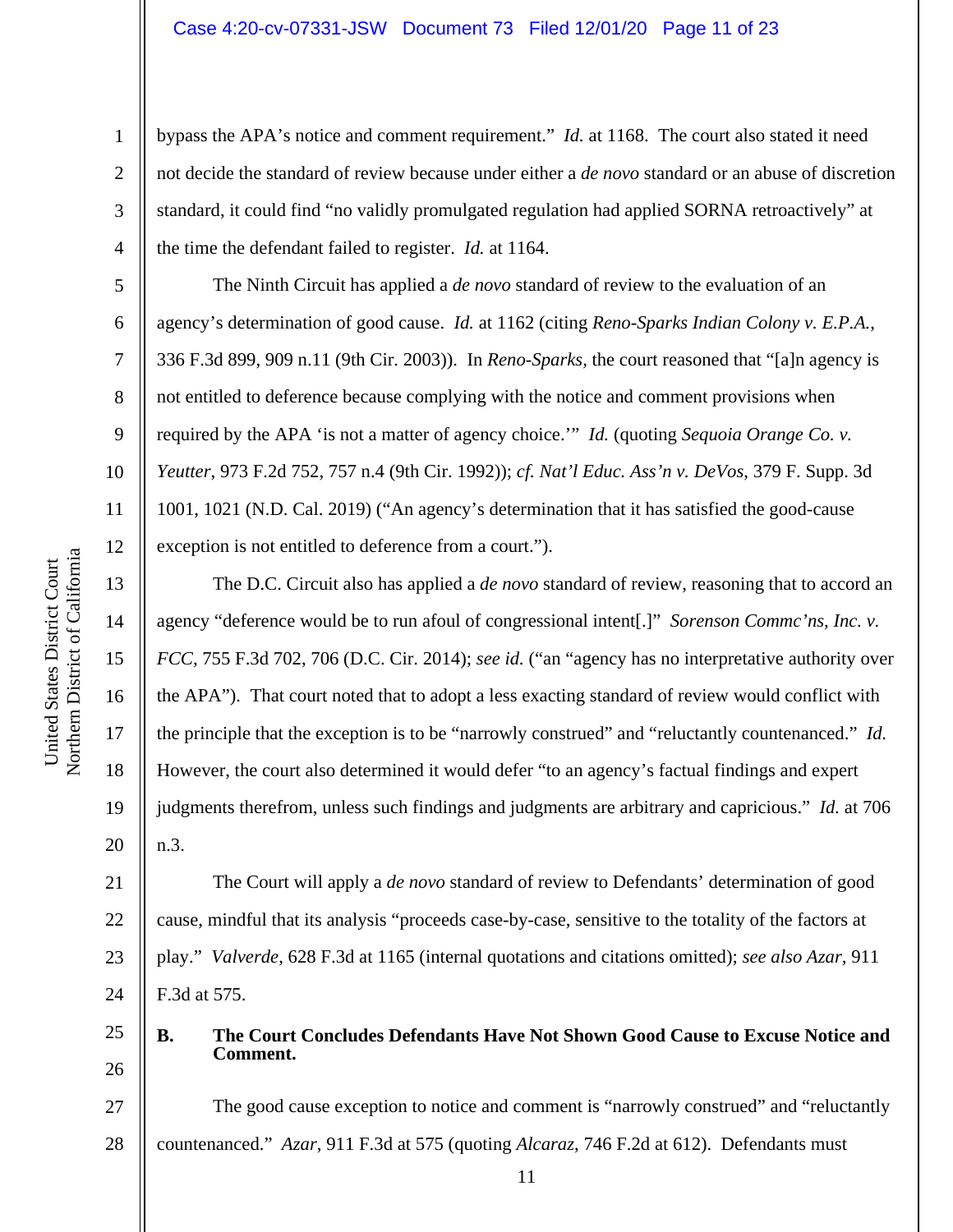bypass the APA's notice and comment requirement." *Id.* at 1168. The court also stated it need not decide the standard of review because under either a *de novo* standard or an abuse of discretion standard, it could find "no validly promulgated regulation had applied SORNA retroactively" at the time the defendant failed to register. *Id.* at 1164.

The Ninth Circuit has applied a *de novo* standard of review to the evaluation of an agency's determination of good cause. *Id.* at 1162 (citing *Reno-Sparks Indian Colony v. E.P.A.*, 336 F.3d 899, 909 n.11 (9th Cir. 2003)). In *Reno-Sparks*, the court reasoned that "[a]n agency is not entitled to deference because complying with the notice and comment provisions when required by the APA 'is not a matter of agency choice.'" *Id.* (quoting *Sequoia Orange Co. v. Yeutter*, 973 F.2d 752, 757 n.4 (9th Cir. 1992)); *cf. Nat'l Educ. Ass'n v. DeVos*, 379 F. Supp. 3d 1001, 1021 (N.D. Cal. 2019) ("An agency's determination that it has satisfied the good-cause exception is not entitled to deference from a court.").

The D.C. Circuit also has applied a *de novo* standard of review, reasoning that to accord an agency "deference would be to run afoul of congressional intent[.]" *Sorenson Commc'ns, Inc. v. FCC*, 755 F.3d 702, 706 (D.C. Cir. 2014); *see id.* ("an "agency has no interpretative authority over the APA"). That court noted that to adopt a less exacting standard of review would conflict with the principle that the exception is to be "narrowly construed" and "reluctantly countenanced." *Id.* However, the court also determined it would defer "to an agency's factual findings and expert judgments therefrom, unless such findings and judgments are arbitrary and capricious." *Id.* at 706 n.3.

The Court will apply a *de novo* standard of review to Defendants' determination of good cause, mindful that its analysis "proceeds case-by-case, sensitive to the totality of the factors at play." *Valverde*, 628 F.3d at 1165 (internal quotations and citations omitted); *see also Azar*, 911 F.3d at 575.

### B. The Court Concludes Defendants Have Not Shown Good Cause to Excuse Notice and Comment.

The good cause exception to notice and comment is "narrowly construed" and "reluctantly countenanced." *Azar*, 911 F.3d at 575 (quoting *Alcaraz*, 746 F.2d at 612). Defendants must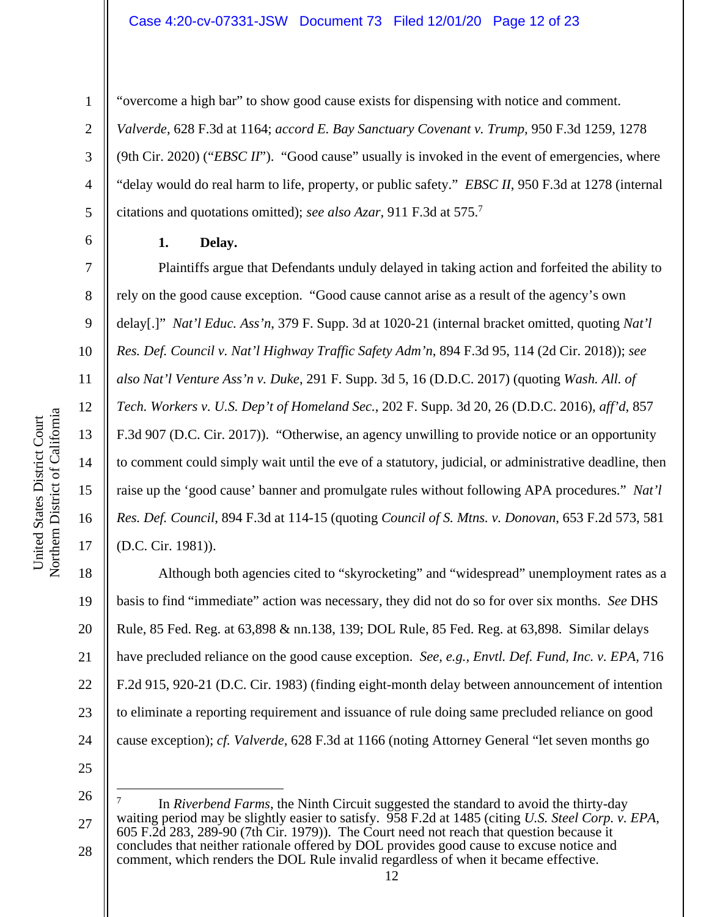"overcome a high bar" to show good cause exists for dispensing with notice and comment. *Valverde*, 628 F.3d at 1164; *accord E. Bay Sanctuary Covenant v. Trump,* 950 F.3d 1259, 1278 (9th Cir. 2020) ("*EBSC II*"). "Good cause" usually is invoked in the event of emergencies, where "delay would do real harm to life, property, or public safety." *EBSC II*, 950 F.3d at 1278 (internal citations and quotations omitted); *see also Azar,* 911 F.3d at 575.[7]

**1. Delay.**

Plaintiffs argue that Defendants unduly delayed in taking action and forfeited the ability to rely on the good cause exception. "Good cause cannot arise as a result of the agency's own delay[.]" *Nat'l Educ. Ass'n,* 379 F. Supp. 3d at 1020-21 (internal bracket omitted, quoting *Nat'l Res. Def. Council v. Nat'l Highway Traffic Safety Adm'n*, 894 F.3d 95, 114 (2d Cir. 2018)); *see also Nat'l Venture Ass'n v. Duke*, 291 F. Supp. 3d 5, 16 (D.D.C. 2017) (quoting *Wash. All. of Tech. Workers v. U.S. Dep't of Homeland Sec.,* 202 F. Supp. 3d 20, 26 (D.D.C. 2016), *aff'd*, 857 F.3d 907 (D.C. Cir. 2017)). "Otherwise, an agency unwilling to provide notice or an opportunity to comment could simply wait until the eve of a statutory, judicial, or administrative deadline, then raise up the 'good cause' banner and promulgate rules without following APA procedures." *Nat'l Res. Def. Council*, 894 F.3d at 114-15 (quoting *Council of S. Mtns. v. Donovan,* 653 F.2d 573, 581 (D.C. Cir. 1981)).

Although both agencies cited to "skyrocketing" and "widespread" unemployment rates as a basis to find "immediate" action was necessary, they did not do so for over six months. *See* DHS Rule, 85 Fed. Reg. at 63,898 & nn.138, 139; DOL Rule, 85 Fed. Reg. at 63,898. Similar delays have precluded reliance on the good cause exception. *See, e.g., Envtl. Def. Fund, Inc. v. EPA,* 716 F.2d 915, 920-21 (D.C. Cir. 1983) (finding eight-month delay between announcement of intention to eliminate a reporting requirement and issuance of rule doing same precluded reliance on good cause exception); *cf. Valverde,* 628 F.3d at 1166 (noting Attorney General "let seven months go

---

[7] In *Riverbend Farms*, the Ninth Circuit suggested the standard to avoid the thirty-day waiting period may be slightly easier to satisfy. 958 F.2d at 1485 (citing *U.S. Steel Corp. v. EPA*, 605 F.2d 283, 289-90 (7th Cir. 1979)). The Court need not reach that question because it concludes that neither rationale offered by DOL provides good cause to excuse notice and comment, which renders the DOL Rule invalid regardless of when it became effective.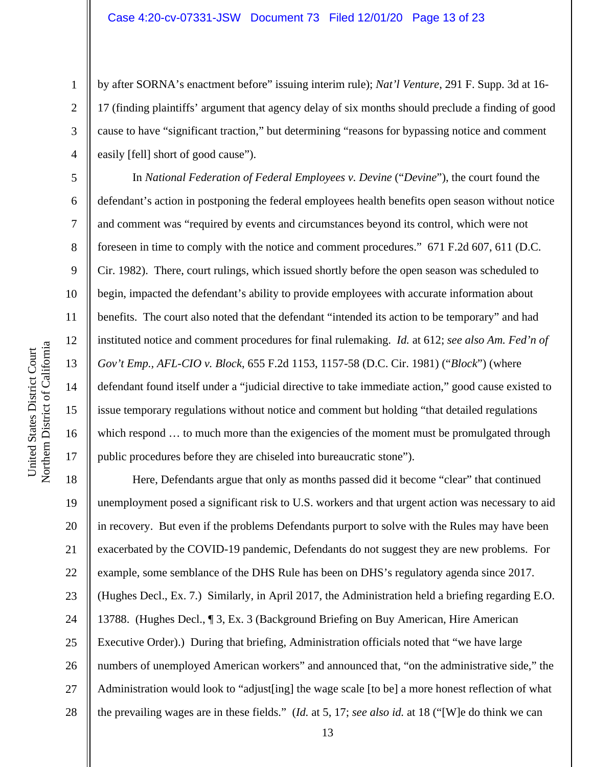by after SORNA's enactment before" issuing interim rule); *Nat'l Venture*, 291 F. Supp. 3d at 16-17 (finding plaintiffs' argument that agency delay of six months should preclude a finding of good cause to have "significant traction," but determining "reasons for bypassing notice and comment easily [fell] short of good cause").

In *National Federation of Federal Employees v. Devine* ("*Devine*"), the court found the defendant's action in postponing the federal employees health benefits open season without notice and comment was "required by events and circumstances beyond its control, which were not foreseen in time to comply with the notice and comment procedures." 671 F.2d 607, 611 (D.C. Cir. 1982). There, court rulings, which issued shortly before the open season was scheduled to begin, impacted the defendant's ability to provide employees with accurate information about benefits. The court also noted that the defendant "intended its action to be temporary" and had instituted notice and comment procedures for final rulemaking. *Id.* at 612; *see also Am. Fed'n of Gov't Emp., AFL-CIO v. Block*, 655 F.2d 1153, 1157-58 (D.C. Cir. 1981) ("*Block*") (where defendant found itself under a "judicial directive to take immediate action," good cause existed to issue temporary regulations without notice and comment but holding "that detailed regulations which respond … to much more than the exigencies of the moment must be promulgated through public procedures before they are chiseled into bureaucratic stone").

Here, Defendants argue that only as months passed did it become "clear" that continued unemployment posed a significant risk to U.S. workers and that urgent action was necessary to aid in recovery. But even if the problems Defendants purport to solve with the Rules may have been exacerbated by the COVID-19 pandemic, Defendants do not suggest they are new problems. For example, some semblance of the DHS Rule has been on DHS's regulatory agenda since 2017. (Hughes Decl., Ex. 7.) Similarly, in April 2017, the Administration held a briefing regarding E.O. 13788. (Hughes Decl., ¶ 3, Ex. 3 (Background Briefing on Buy American, Hire American Executive Order).) During that briefing, Administration officials noted that "we have large numbers of unemployed American workers" and announced that, "on the administrative side," the Administration would look to "adjust[ing] the wage scale [to be] a more honest reflection of what the prevailing wages are in these fields." (*Id.* at 5, 17; *see also id.* at 18 ("[W]e do think we can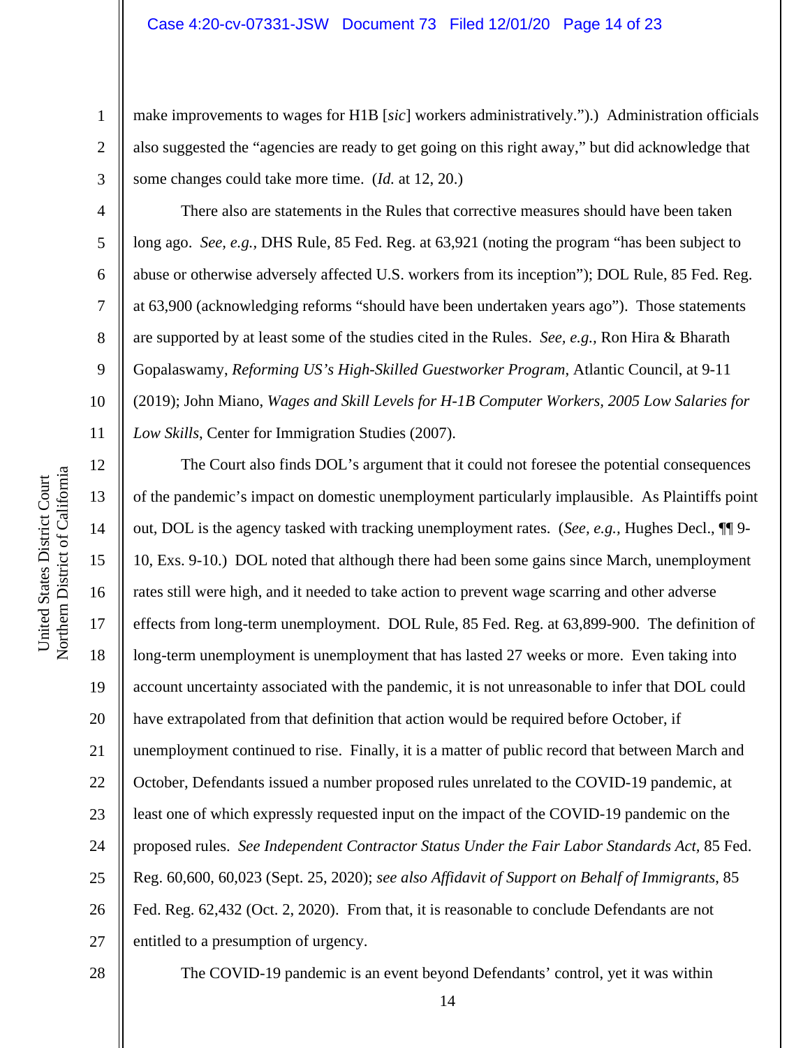make improvements to wages for H1B [*sic*] workers administratively.").) Administration officials also suggested the "agencies are ready to get going on this right away," but did acknowledge that some changes could take more time. (*Id.* at 12, 20.)

There also are statements in the Rules that corrective measures should have been taken long ago. *See, e.g.*, DHS Rule, 85 Fed. Reg. at 63,921 (noting the program "has been subject to abuse or otherwise adversely affected U.S. workers from its inception"); DOL Rule, 85 Fed. Reg. at 63,900 (acknowledging reforms "should have been undertaken years ago"). Those statements are supported by at least some of the studies cited in the Rules. *See, e.g.*, Ron Hira & Bharath Gopalaswamy, *Reforming US's High-Skilled Guestworker Program*, Atlantic Council, at 9-11 (2019); John Miano, *Wages and Skill Levels for H-1B Computer Workers, 2005 Low Salaries for Low Skills*, Center for Immigration Studies (2007).

The Court also finds DOL's argument that it could not foresee the potential consequences of the pandemic's impact on domestic unemployment particularly implausible. As Plaintiffs point out, DOL is the agency tasked with tracking unemployment rates. (*See, e.g.*, Hughes Decl., ¶¶ 9-10, Exs. 9-10.) DOL noted that although there had been some gains since March, unemployment rates still were high, and it needed to take action to prevent wage scarring and other adverse effects from long-term unemployment. DOL Rule, 85 Fed. Reg. at 63,899-900. The definition of long-term unemployment is unemployment that has lasted 27 weeks or more. Even taking into account uncertainty associated with the pandemic, it is not unreasonable to infer that DOL could have extrapolated from that definition that action would be required before October, if unemployment continued to rise. Finally, it is a matter of public record that between March and October, Defendants issued a number proposed rules unrelated to the COVID-19 pandemic, at least one of which expressly requested input on the impact of the COVID-19 pandemic on the proposed rules. *See Independent Contractor Status Under the Fair Labor Standards Act,* 85 Fed. Reg. 60,600, 60,023 (Sept. 25, 2020); *see also Affidavit of Support on Behalf of Immigrants*, 85 Fed. Reg. 62,432 (Oct. 2, 2020). From that, it is reasonable to conclude Defendants are not entitled to a presumption of urgency.

The COVID-19 pandemic is an event beyond Defendants' control, yet it was within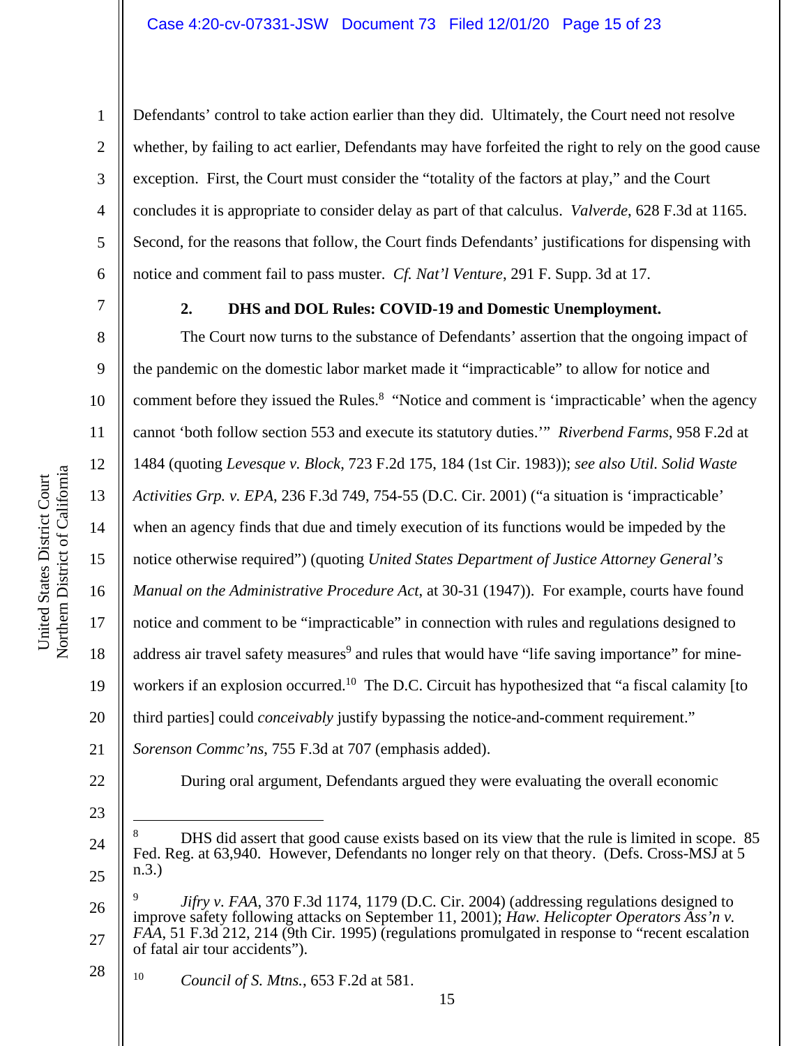Defendants' control to take action earlier than they did. Ultimately, the Court need not resolve whether, by failing to act earlier, Defendants may have forfeited the right to rely on the good cause exception. First, the Court must consider the "totality of the factors at play," and the Court concludes it is appropriate to consider delay as part of that calculus. *Valverde*, 628 F.3d at 1165. Second, for the reasons that follow, the Court finds Defendants' justifications for dispensing with notice and comment fail to pass muster. *Cf. Nat'l Venture*, 291 F. Supp. 3d at 17.

### 2. DHS and DOL Rules: COVID-19 and Domestic Unemployment.

The Court now turns to the substance of Defendants' assertion that the ongoing impact of the pandemic on the domestic labor market made it "impracticable" to allow for notice and comment before they issued the Rules.[8] "Notice and comment is 'impracticable' when the agency cannot 'both follow section 553 and execute its statutory duties.'" *Riverbend Farms*, 958 F.2d at 1484 (quoting *Levesque v. Block*, 723 F.2d 175, 184 (1st Cir. 1983)); *see also Util. Solid Waste Activities Grp. v. EPA*, 236 F.3d 749, 754-55 (D.C. Cir. 2001) ("a situation is 'impracticable' when an agency finds that due and timely execution of its functions would be impeded by the notice otherwise required") (quoting *United States Department of Justice Attorney General's Manual on the Administrative Procedure Act*, at 30-31 (1947)). For example, courts have found notice and comment to be "impracticable" in connection with rules and regulations designed to address air travel safety measures[9] and rules that would have "life saving importance" for mine-workers if an explosion occurred.[10] The D.C. Circuit has hypothesized that "a fiscal calamity [to third parties] could *conceivably* justify bypassing the notice-and-comment requirement." *Sorenson Commc'ns*, 755 F.3d at 707 (emphasis added).

During oral argument, Defendants argued they were evaluating the overall economic

---

[8] DHS did assert that good cause exists based on its view that the rule is limited in scope. 85 Fed. Reg. at 63,940. However, Defendants no longer rely on that theory. (Defs. Cross-MSJ at 5 n.3.)

[9] *Jifry v. FAA*, 370 F.3d 1174, 1179 (D.C. Cir. 2004) (addressing regulations designed to improve safety following attacks on September 11, 2001); *Haw. Helicopter Operators Ass'n v. FAA*, 51 F.3d 212, 214 (9th Cir. 1995) (regulations promulgated in response to "recent escalation of fatal air tour accidents").

[10] *Council of S. Mtns.*, 653 F.2d at 581.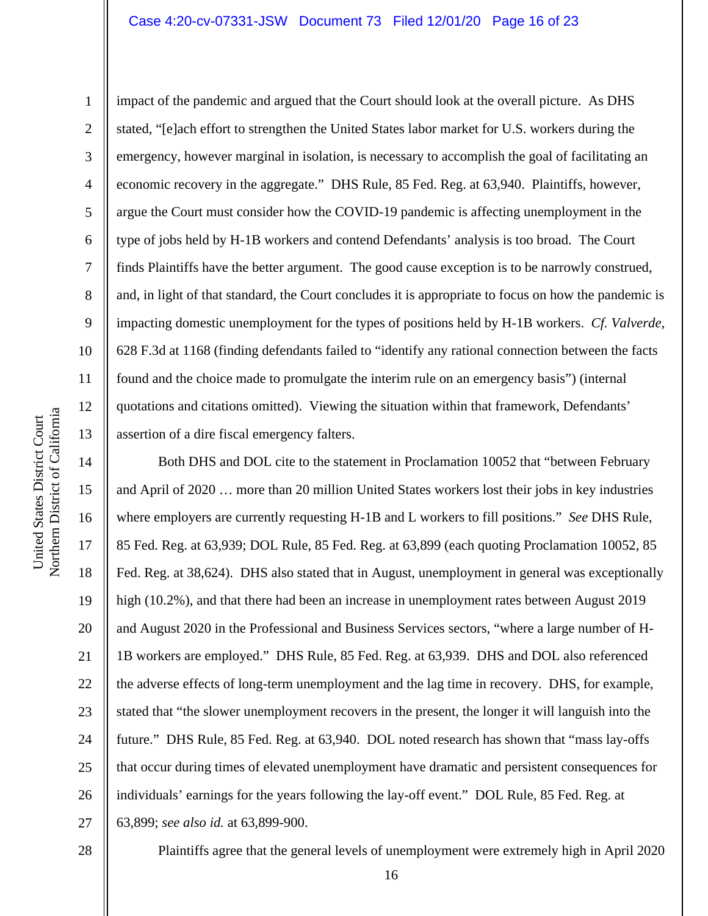impact of the pandemic and argued that the Court should look at the overall picture. As DHS stated, "[e]ach effort to strengthen the United States labor market for U.S. workers during the emergency, however marginal in isolation, is necessary to accomplish the goal of facilitating an economic recovery in the aggregate." DHS Rule, 85 Fed. Reg. at 63,940. Plaintiffs, however, argue the Court must consider how the COVID-19 pandemic is affecting unemployment in the type of jobs held by H-1B workers and contend Defendants' analysis is too broad. The Court finds Plaintiffs have the better argument. The good cause exception is to be narrowly construed, and, in light of that standard, the Court concludes it is appropriate to focus on how the pandemic is impacting domestic unemployment for the types of positions held by H-1B workers. *Cf. Valverde*, 628 F.3d at 1168 (finding defendants failed to "identify any rational connection between the facts found and the choice made to promulgate the interim rule on an emergency basis") (internal quotations and citations omitted). Viewing the situation within that framework, Defendants' assertion of a dire fiscal emergency falters.

Both DHS and DOL cite to the statement in Proclamation 10052 that "between February and April of 2020 … more than 20 million United States workers lost their jobs in key industries where employers are currently requesting H-1B and L workers to fill positions." *See* DHS Rule, 85 Fed. Reg. at 63,939; DOL Rule, 85 Fed. Reg. at 63,899 (each quoting Proclamation 10052, 85 Fed. Reg. at 38,624). DHS also stated that in August, unemployment in general was exceptionally high (10.2%), and that there had been an increase in unemployment rates between August 2019 and August 2020 in the Professional and Business Services sectors, "where a large number of H-1B workers are employed." DHS Rule, 85 Fed. Reg. at 63,939. DHS and DOL also referenced the adverse effects of long-term unemployment and the lag time in recovery. DHS, for example, stated that "the slower unemployment recovers in the present, the longer it will languish into the future." DHS Rule, 85 Fed. Reg. at 63,940. DOL noted research has shown that "mass lay-offs that occur during times of elevated unemployment have dramatic and persistent consequences for individuals' earnings for the years following the lay-off event." DOL Rule, 85 Fed. Reg. at 63,899; *see also id.* at 63,899-900.

Plaintiffs agree that the general levels of unemployment were extremely high in April 2020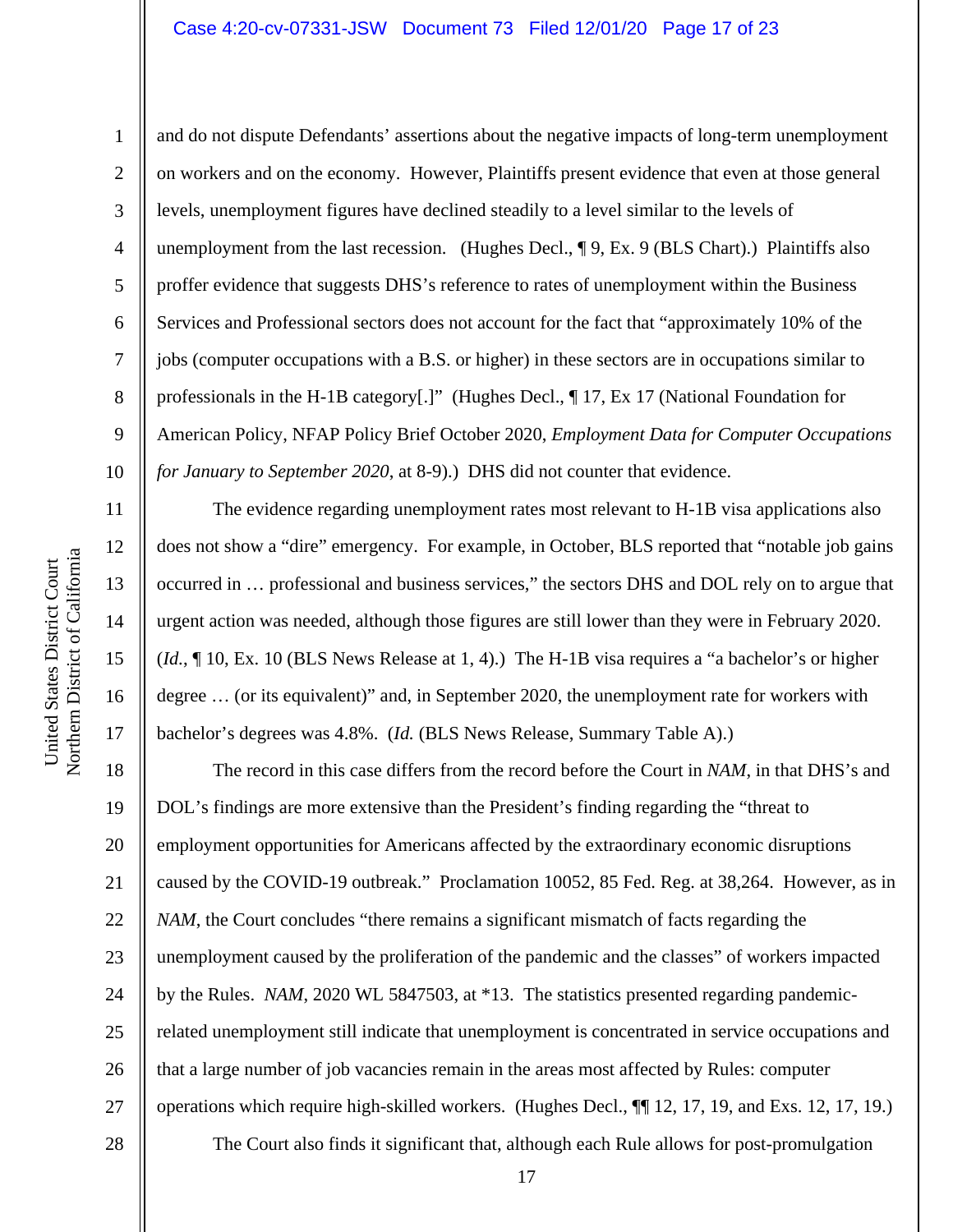and do not dispute Defendants' assertions about the negative impacts of long-term unemployment on workers and on the economy. However, Plaintiffs present evidence that even at those general levels, unemployment figures have declined steadily to a level similar to the levels of unemployment from the last recession. (Hughes Decl., ¶ 9, Ex. 9 (BLS Chart).) Plaintiffs also proffer evidence that suggests DHS's reference to rates of unemployment within the Business Services and Professional sectors does not account for the fact that "approximately 10% of the jobs (computer occupations with a B.S. or higher) in these sectors are in occupations similar to professionals in the H-1B category[.]" (Hughes Decl., ¶ 17, Ex 17 (National Foundation for American Policy, NFAP Policy Brief October 2020, *Employment Data for Computer Occupations for January to September 2020*, at 8-9).) DHS did not counter that evidence.

The evidence regarding unemployment rates most relevant to H-1B visa applications also does not show a "dire" emergency. For example, in October, BLS reported that "notable job gains occurred in … professional and business services," the sectors DHS and DOL rely on to argue that urgent action was needed, although those figures are still lower than they were in February 2020. (*Id.*, ¶ 10, Ex. 10 (BLS News Release at 1, 4).) The H-1B visa requires a "a bachelor's or higher degree … (or its equivalent)" and, in September 2020, the unemployment rate for workers with bachelor's degrees was 4.8%. (*Id.* (BLS News Release, Summary Table A).)

The record in this case differs from the record before the Court in *NAM*, in that DHS's and DOL's findings are more extensive than the President's finding regarding the "threat to employment opportunities for Americans affected by the extraordinary economic disruptions caused by the COVID-19 outbreak." Proclamation 10052, 85 Fed. Reg. at 38,264. However, as in *NAM*, the Court concludes "there remains a significant mismatch of facts regarding the unemployment caused by the proliferation of the pandemic and the classes" of workers impacted by the Rules. *NAM*, 2020 WL 5847503, at *13. The statistics presented regarding pandemic-related unemployment still indicate that unemployment is concentrated in service occupations and that a large number of job vacancies remain in the areas most affected by Rules: computer operations which require high-skilled workers. (Hughes Decl., ¶¶ 12, 17, 19, and Exs. 12, 17, 19.)

The Court also finds it significant that, although each Rule allows for post-promulgation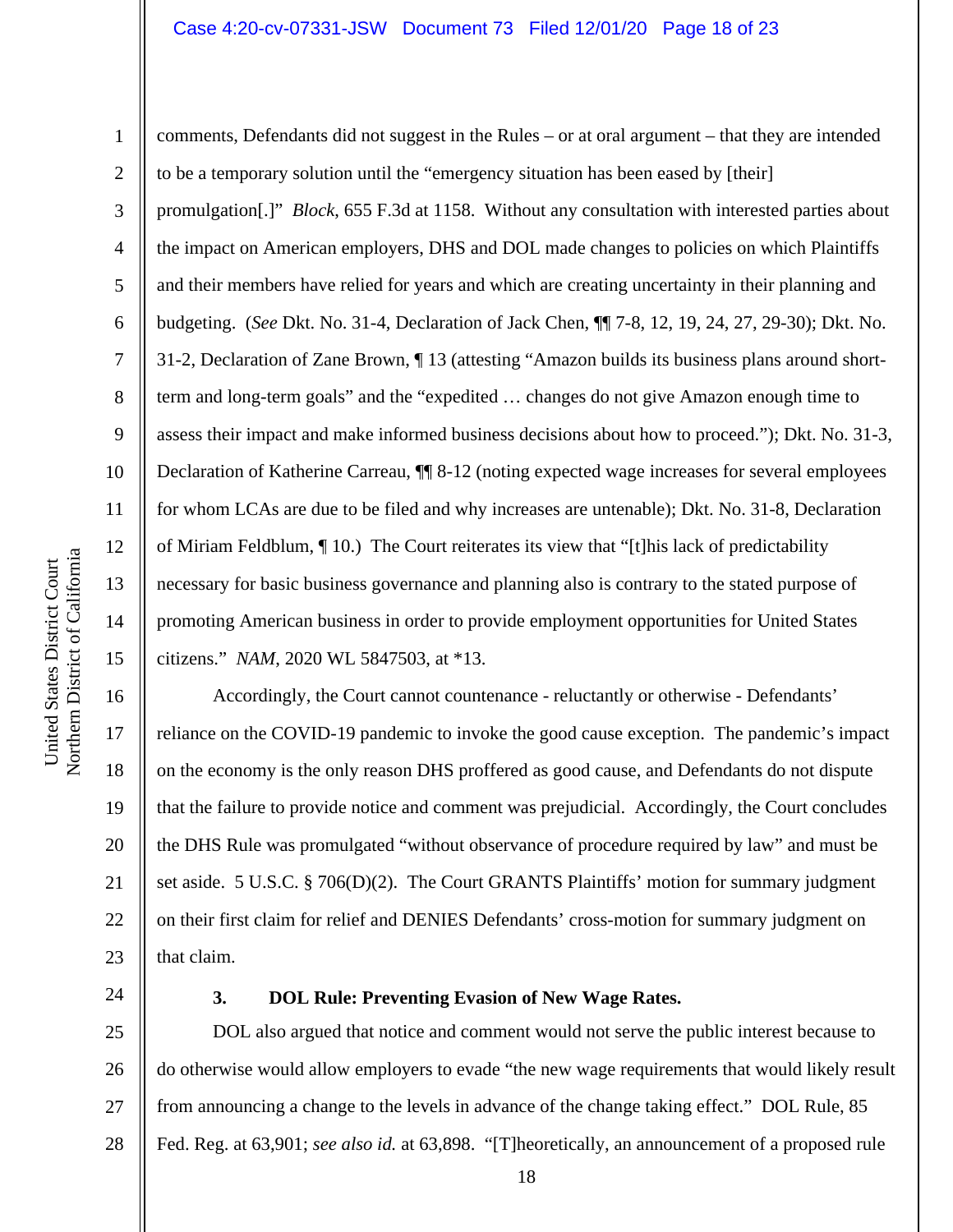comments, Defendants did not suggest in the Rules – or at oral argument – that they are intended to be a temporary solution until the "emergency situation has been eased by [their] promulgation[.]" *Block*, 655 F.3d at 1158. Without any consultation with interested parties about the impact on American employers, DHS and DOL made changes to policies on which Plaintiffs and their members have relied for years and which are creating uncertainty in their planning and budgeting. (*See* Dkt. No. 31-4, Declaration of Jack Chen, ¶¶ 7-8, 12, 19, 24, 27, 29-30); Dkt. No. 31-2, Declaration of Zane Brown, ¶ 13 (attesting "Amazon builds its business plans around short-term and long-term goals" and the "expedited … changes do not give Amazon enough time to assess their impact and make informed business decisions about how to proceed."); Dkt. No. 31-3, Declaration of Katherine Carreau, ¶¶ 8-12 (noting expected wage increases for several employees for whom LCAs are due to be filed and why increases are untenable); Dkt. No. 31-8, Declaration of Miriam Feldblum, ¶ 10.) The Court reiterates its view that "[t]his lack of predictability necessary for basic business governance and planning also is contrary to the stated purpose of promoting American business in order to provide employment opportunities for United States citizens." *NAM*, 2020 WL 5847503, at *13.

Accordingly, the Court cannot countenance - reluctantly or otherwise - Defendants' reliance on the COVID-19 pandemic to invoke the good cause exception. The pandemic's impact on the economy is the only reason DHS proffered as good cause, and Defendants do not dispute that the failure to provide notice and comment was prejudicial. Accordingly, the Court concludes the DHS Rule was promulgated "without observance of procedure required by law" and must be set aside. 5 U.S.C. § 706(D)(2). The Court GRANTS Plaintiffs' motion for summary judgment on their first claim for relief and DENIES Defendants' cross-motion for summary judgment on that claim.

**3. DOL Rule: Preventing Evasion of New Wage Rates.**

DOL also argued that notice and comment would not serve the public interest because to do otherwise would allow employers to evade "the new wage requirements that would likely result from announcing a change to the levels in advance of the change taking effect." DOL Rule, 85 Fed. Reg. at 63,901; *see also id.* at 63,898. "[T]heoretically, an announcement of a proposed rule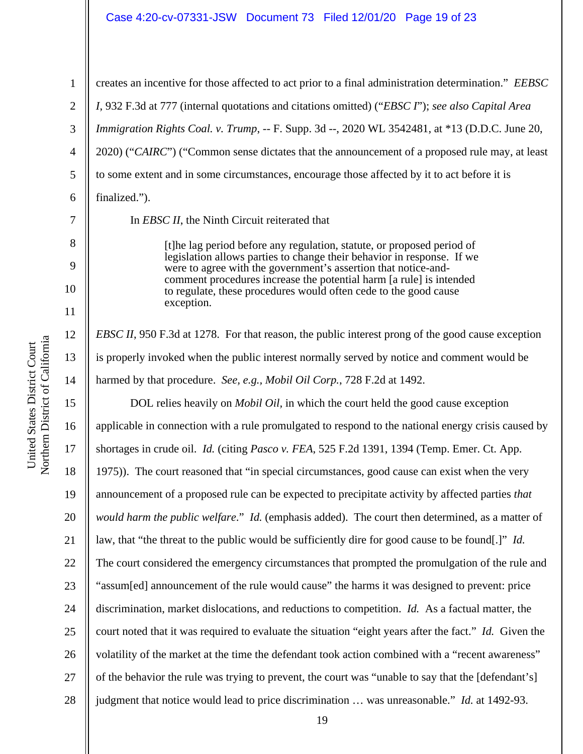creates an incentive for those affected to act prior to a final administration determination." *EEBSC I*, 932 F.3d at 777 (internal quotations and citations omitted) ("*EBSC I*"); *see also Capital Area Immigration Rights Coal. v. Trump*, -- F. Supp. 3d --, 2020 WL 3542481, at *13 (D.D.C. June 20, 2020) ("*CAIRC*") ("Common sense dictates that the announcement of a proposed rule may, at least to some extent and in some circumstances, encourage those affected by it to act before it is finalized.").

In *EBSC II*, the Ninth Circuit reiterated that

> [t]he lag period before any regulation, statute, or proposed period of legislation allows parties to change their behavior in response. If we were to agree with the government's assertion that notice-and-comment procedures increase the potential harm [a rule] is intended to regulate, these procedures would often cede to the good cause exception.

*EBSC II*, 950 F.3d at 1278. For that reason, the public interest prong of the good cause exception is properly invoked when the public interest normally served by notice and comment would be harmed by that procedure. *See, e.g., Mobil Oil Corp.*, 728 F.2d at 1492.

DOL relies heavily on *Mobil Oil*, in which the court held the good cause exception applicable in connection with a rule promulgated to respond to the national energy crisis caused by shortages in crude oil. *Id.* (citing *Pasco v. FEA*, 525 F.2d 1391, 1394 (Temp. Emer. Ct. App. 1975)). The court reasoned that "in special circumstances, good cause can exist when the very announcement of a proposed rule can be expected to precipitate activity by affected parties *that would harm the public welfare*." *Id.* (emphasis added). The court then determined, as a matter of law, that "the threat to the public would be sufficiently dire for good cause to be found[.]" *Id.* The court considered the emergency circumstances that prompted the promulgation of the rule and "assum[ed] announcement of the rule would cause" the harms it was designed to prevent: price discrimination, market dislocations, and reductions to competition. *Id.* As a factual matter, the court noted that it was required to evaluate the situation "eight years after the fact." *Id.* Given the volatility of the market at the time the defendant took action combined with a "recent awareness" of the behavior the rule was trying to prevent, the court was "unable to say that the [defendant's] judgment that notice would lead to price discrimination … was unreasonable." *Id.* at 1492-93.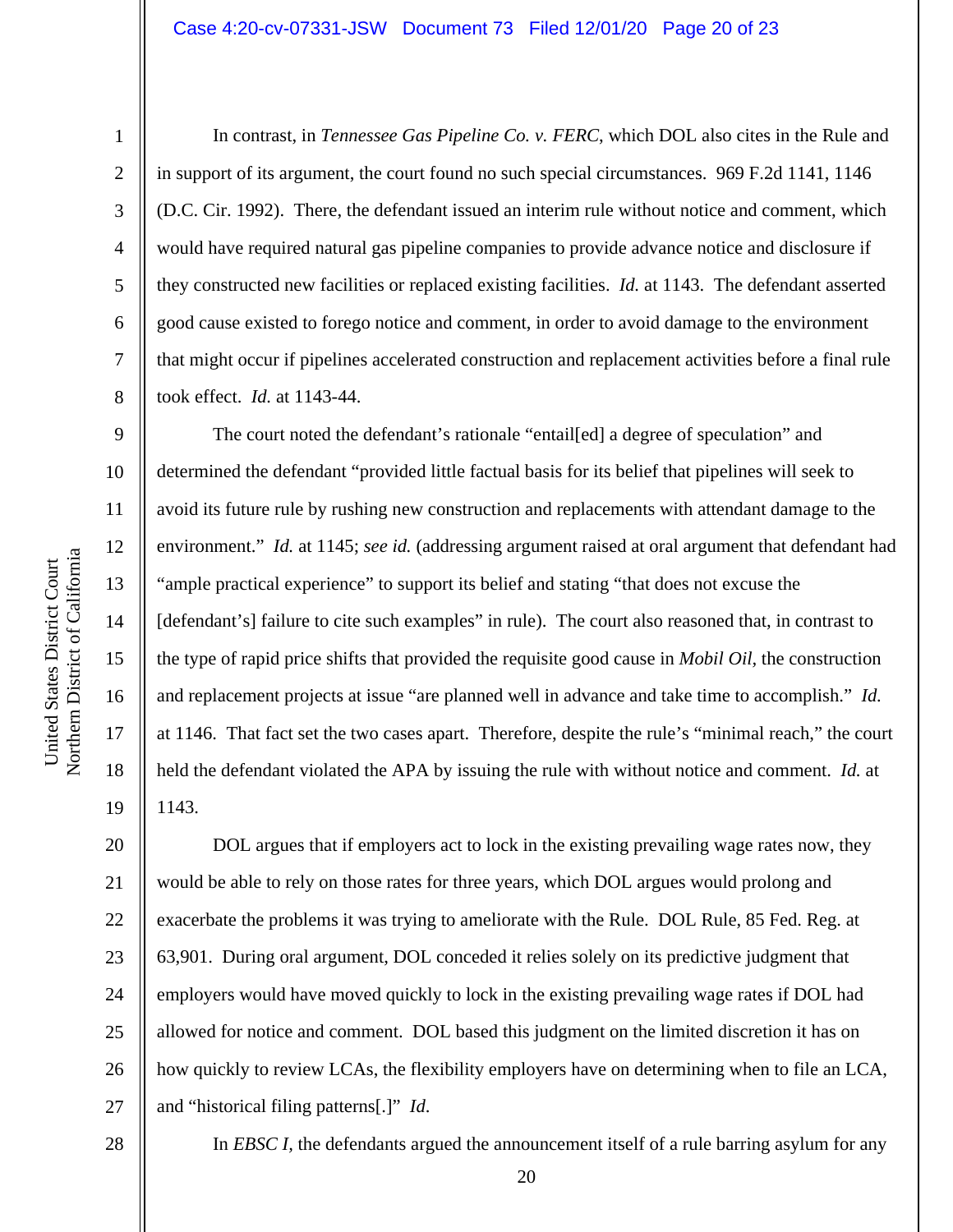In contrast, in *Tennessee Gas Pipeline Co. v. FERC*, which DOL also cites in the Rule and in support of its argument, the court found no such special circumstances. 969 F.2d 1141, 1146 (D.C. Cir. 1992). There, the defendant issued an interim rule without notice and comment, which would have required natural gas pipeline companies to provide advance notice and disclosure if they constructed new facilities or replaced existing facilities. *Id.* at 1143. The defendant asserted good cause existed to forego notice and comment, in order to avoid damage to the environment that might occur if pipelines accelerated construction and replacement activities before a final rule took effect. *Id.* at 1143-44.

The court noted the defendant's rationale "entail[ed] a degree of speculation" and determined the defendant "provided little factual basis for its belief that pipelines will seek to avoid its future rule by rushing new construction and replacements with attendant damage to the environment." *Id.* at 1145; *see id.* (addressing argument raised at oral argument that defendant had "ample practical experience" to support its belief and stating "that does not excuse the [defendant's] failure to cite such examples" in rule). The court also reasoned that, in contrast to the type of rapid price shifts that provided the requisite good cause in *Mobil Oil*, the construction and replacement projects at issue "are planned well in advance and take time to accomplish." *Id.* at 1146. That fact set the two cases apart. Therefore, despite the rule's "minimal reach," the court held the defendant violated the APA by issuing the rule with without notice and comment. *Id.* at 1143.

DOL argues that if employers act to lock in the existing prevailing wage rates now, they would be able to rely on those rates for three years, which DOL argues would prolong and exacerbate the problems it was trying to ameliorate with the Rule. DOL Rule, 85 Fed. Reg. at 63,901. During oral argument, DOL conceded it relies solely on its predictive judgment that employers would have moved quickly to lock in the existing prevailing wage rates if DOL had allowed for notice and comment. DOL based this judgment on the limited discretion it has on how quickly to review LCAs, the flexibility employers have on determining when to file an LCA, and "historical filing patterns[.]" *Id.*

In *EBSC I*, the defendants argued the announcement itself of a rule barring asylum for any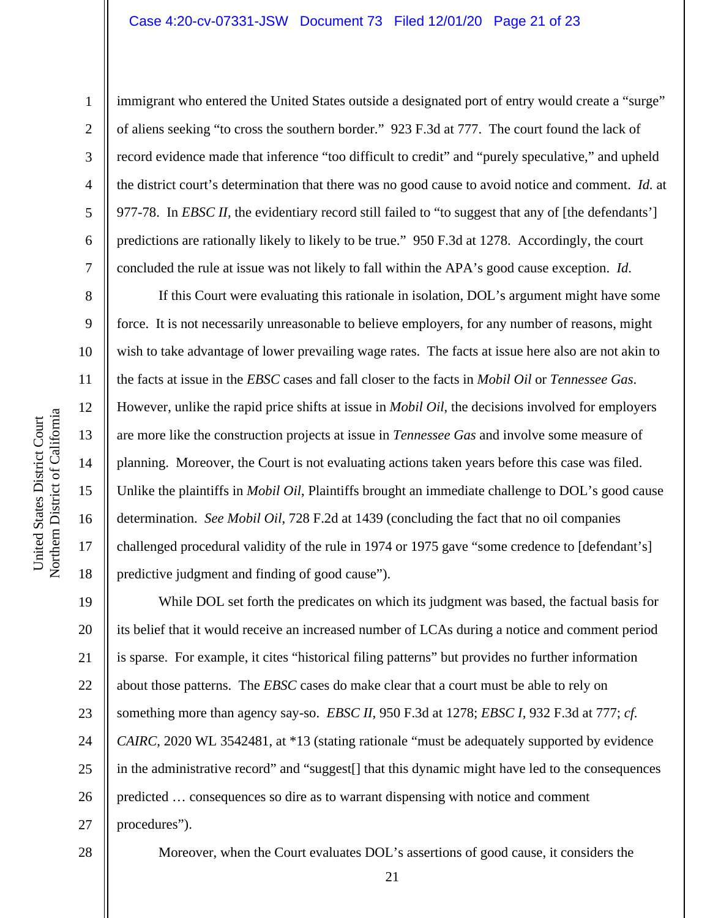immigrant who entered the United States outside a designated port of entry would create a "surge" of aliens seeking "to cross the southern border." 923 F.3d at 777. The court found the lack of record evidence made that inference "too difficult to credit" and "purely speculative," and upheld the district court's determination that there was no good cause to avoid notice and comment. *Id.* at 977-78. In *EBSC II*, the evidentiary record still failed to "to suggest that any of [the defendants'] predictions are rationally likely to likely to be true." 950 F.3d at 1278. Accordingly, the court concluded the rule at issue was not likely to fall within the APA's good cause exception. *Id.*

If this Court were evaluating this rationale in isolation, DOL's argument might have some force. It is not necessarily unreasonable to believe employers, for any number of reasons, might wish to take advantage of lower prevailing wage rates. The facts at issue here also are not akin to the facts at issue in the *EBSC* cases and fall closer to the facts in *Mobil Oil* or *Tennessee Gas*. However, unlike the rapid price shifts at issue in *Mobil Oil*, the decisions involved for employers are more like the construction projects at issue in *Tennessee Gas* and involve some measure of planning. Moreover, the Court is not evaluating actions taken years before this case was filed. Unlike the plaintiffs in *Mobil Oil*, Plaintiffs brought an immediate challenge to DOL's good cause determination. *See Mobil Oil*, 728 F.2d at 1439 (concluding the fact that no oil companies challenged procedural validity of the rule in 1974 or 1975 gave "some credence to [defendant's] predictive judgment and finding of good cause").

While DOL set forth the predicates on which its judgment was based, the factual basis for its belief that it would receive an increased number of LCAs during a notice and comment period is sparse. For example, it cites "historical filing patterns" but provides no further information about those patterns. The *EBSC* cases do make clear that a court must be able to rely on something more than agency say-so. *EBSC II*, 950 F.3d at 1278; *EBSC I*, 932 F.3d at 777; *cf. CAIRC*, 2020 WL 3542481, at *13 (stating rationale "must be adequately supported by evidence in the administrative record" and "suggest[] that this dynamic might have led to the consequences predicted … consequences so dire as to warrant dispensing with notice and comment procedures").

Moreover, when the Court evaluates DOL's assertions of good cause, it considers the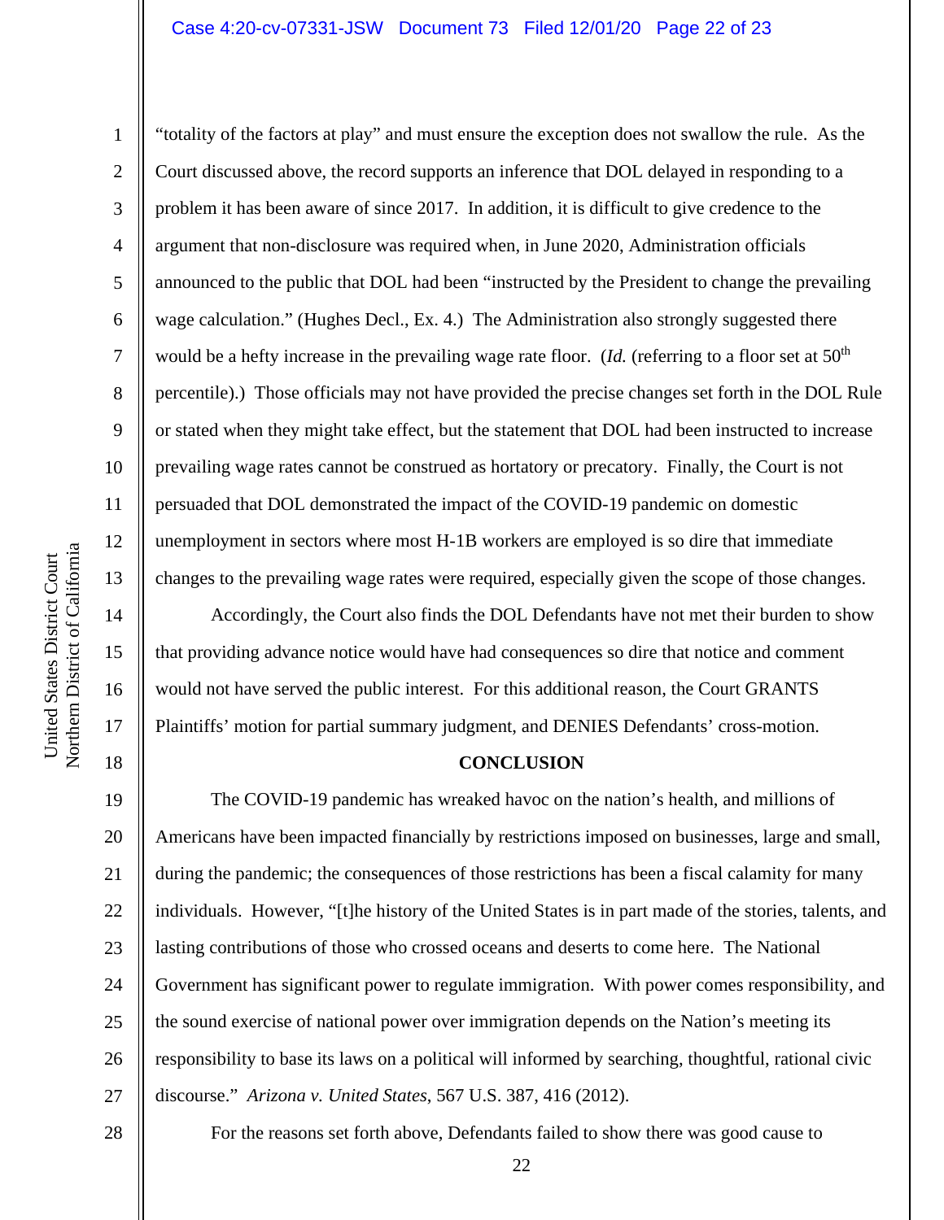"totality of the factors at play" and must ensure the exception does not swallow the rule. As the Court discussed above, the record supports an inference that DOL delayed in responding to a problem it has been aware of since 2017. In addition, it is difficult to give credence to the argument that non-disclosure was required when, in June 2020, Administration officials announced to the public that DOL had been "instructed by the President to change the prevailing wage calculation." (Hughes Decl., Ex. 4.) The Administration also strongly suggested there would be a hefty increase in the prevailing wage rate floor. (*Id.* (referring to a floor set at 50th percentile).) Those officials may not have provided the precise changes set forth in the DOL Rule or stated when they might take effect, but the statement that DOL had been instructed to increase prevailing wage rates cannot be construed as hortatory or precatory. Finally, the Court is not persuaded that DOL demonstrated the impact of the COVID-19 pandemic on domestic unemployment in sectors where most H-1B workers are employed is so dire that immediate changes to the prevailing wage rates were required, especially given the scope of those changes.

Accordingly, the Court also finds the DOL Defendants have not met their burden to show that providing advance notice would have had consequences so dire that notice and comment would not have served the public interest. For this additional reason, the Court GRANTS Plaintiffs' motion for partial summary judgment, and DENIES Defendants' cross-motion.

**CONCLUSION**

The COVID-19 pandemic has wreaked havoc on the nation's health, and millions of Americans have been impacted financially by restrictions imposed on businesses, large and small, during the pandemic; the consequences of those restrictions has been a fiscal calamity for many individuals. However, "[t]he history of the United States is in part made of the stories, talents, and lasting contributions of those who crossed oceans and deserts to come here. The National Government has significant power to regulate immigration. With power comes responsibility, and the sound exercise of national power over immigration depends on the Nation's meeting its responsibility to base its laws on a political will informed by searching, thoughtful, rational civic discourse." *Arizona v. United States*, 567 U.S. 387, 416 (2012).

For the reasons set forth above, Defendants failed to show there was good cause to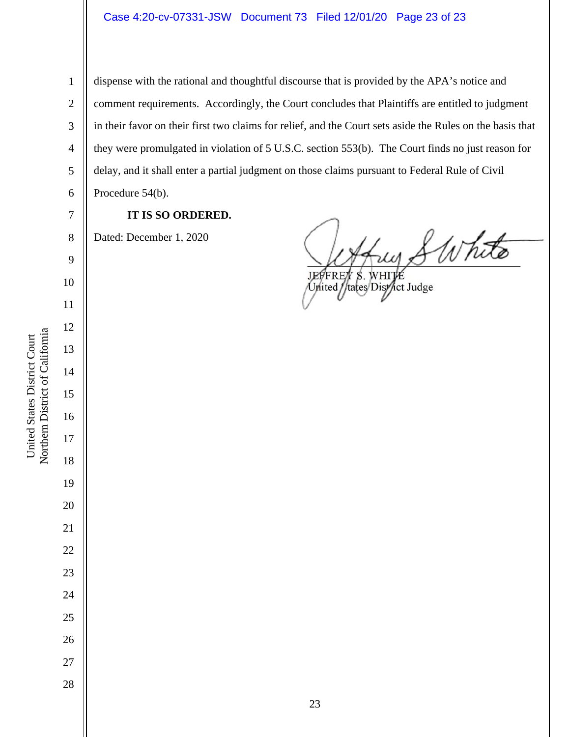dispense with the rational and thoughtful discourse that is provided by the APA's notice and comment requirements. Accordingly, the Court concludes that Plaintiffs are entitled to judgment in their favor on their first two claims for relief, and the Court sets aside the Rules on the basis that they were promulgated in violation of 5 U.S.C. section 553(b). The Court finds no just reason for delay, and it shall enter a partial judgment on those claims pursuant to Federal Rule of Civil Procedure 54(b).

**IT IS SO ORDERED.**

Dated: December 1, 2020

JEFFREY S. WHITE
United States District Judge